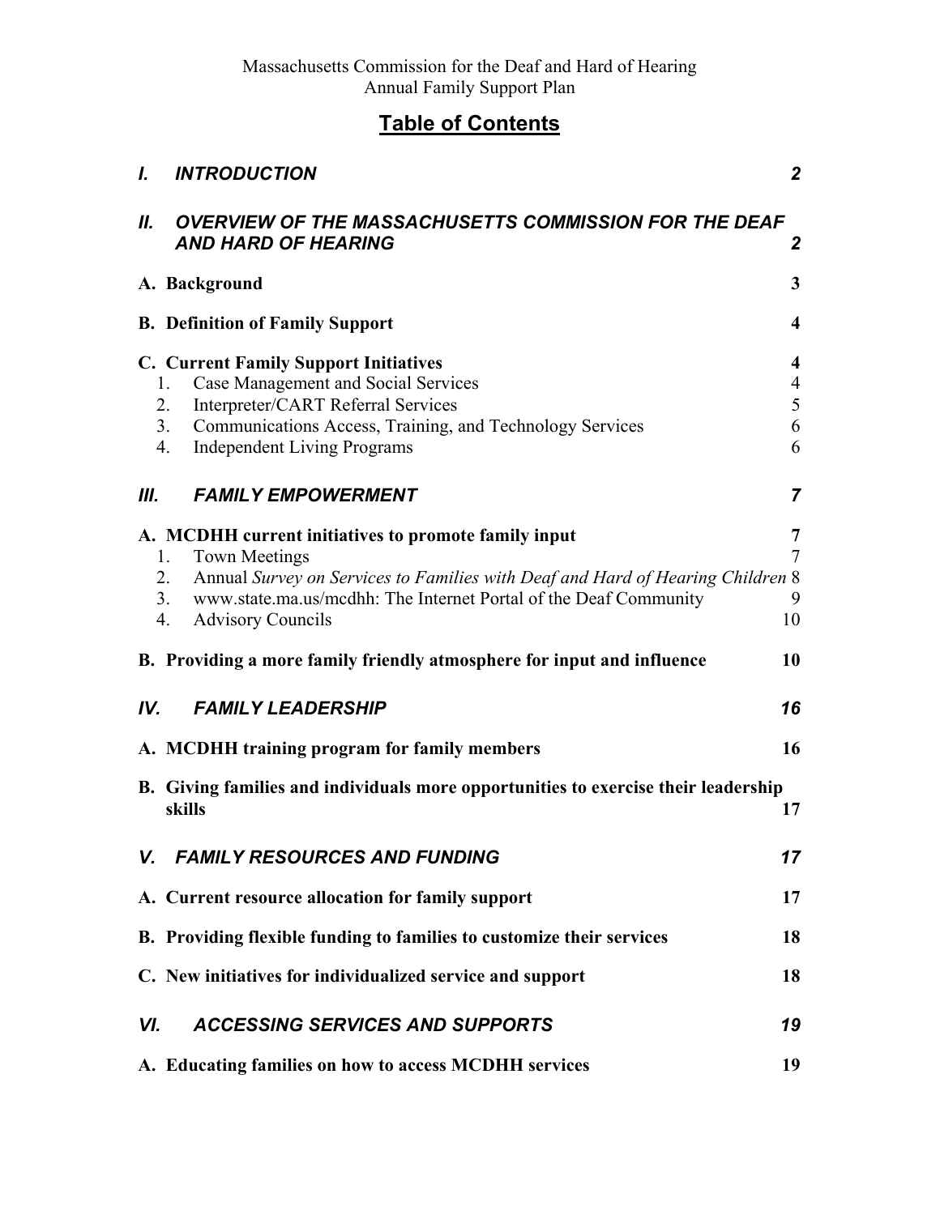Massachusetts Commission for the Deaf and Hard of Hearing
Annual Family Support Plan

# Table of Contents

*I. INTRODUCTION* — 2

*II. OVERVIEW OF THE MASSACHUSETTS COMMISSION FOR THE DEAF AND HARD OF HEARING* — 2

**A. Background** — 3

**B. Definition of Family Support** — 4

**C. Current Family Support Initiatives** — 4
1. Case Management and Social Services — 4
2. Interpreter/CART Referral Services — 5
3. Communications Access, Training, and Technology Services — 6
4. Independent Living Programs — 6

*III. FAMILY EMPOWERMENT* — 7

**A. MCDHH current initiatives to promote family input** — 7
1. Town Meetings — 7
2. Annual *Survey on Services to Families with Deaf and Hard of Hearing Children* — 8
3. www.state.ma.us/mcdhh: The Internet Portal of the Deaf Community — 9
4. Advisory Councils — 10

**B. Providing a more family friendly atmosphere for input and influence** — 10

*IV. FAMILY LEADERSHIP* — 16

**A. MCDHH training program for family members** — 16

**B. Giving families and individuals more opportunities to exercise their leadership skills** — 17

*V. FAMILY RESOURCES AND FUNDING* — 17

**A. Current resource allocation for family support** — 17

**B. Providing flexible funding to families to customize their services** — 18

**C. New initiatives for individualized service and support** — 18

*VI. ACCESSING SERVICES AND SUPPORTS* — 19

**A. Educating families on how to access MCDHH services** — 19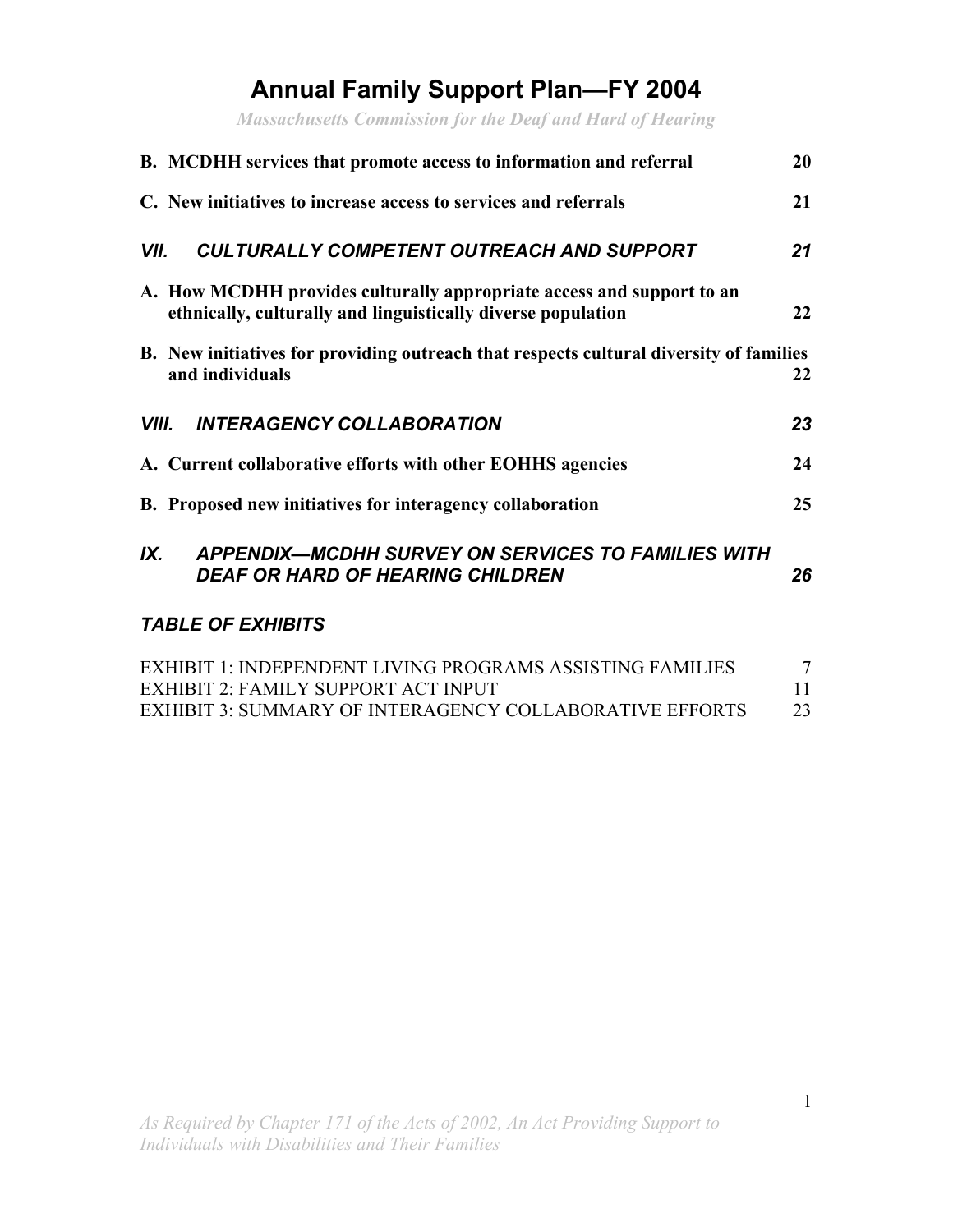B. **MCDHH services that promote access to information and referral** **20**

C. **New initiatives to increase access to services and referrals** **21**

***VII. CULTURALLY COMPETENT OUTREACH AND SUPPORT*** ***21***

A. **How MCDHH provides culturally appropriate access and support to an ethnically, culturally and linguistically diverse population** **22**

B. **New initiatives for providing outreach that respects cultural diversity of families and individuals** **22**

***VIII. INTERAGENCY COLLABORATION*** ***23***

A. **Current collaborative efforts with other EOHHS agencies** **24**

B. **Proposed new initiatives for interagency collaboration** **25**

***IX. APPENDIX—MCDHH SURVEY ON SERVICES TO FAMILIES WITH DEAF OR HARD OF HEARING CHILDREN*** ***26***

### *TABLE OF EXHIBITS*

EXHIBIT 1: INDEPENDENT LIVING PROGRAMS ASSISTING FAMILIES 7
EXHIBIT 2: FAMILY SUPPORT ACT INPUT 11
EXHIBIT 3: SUMMARY OF INTERAGENCY COLLABORATIVE EFFORTS 23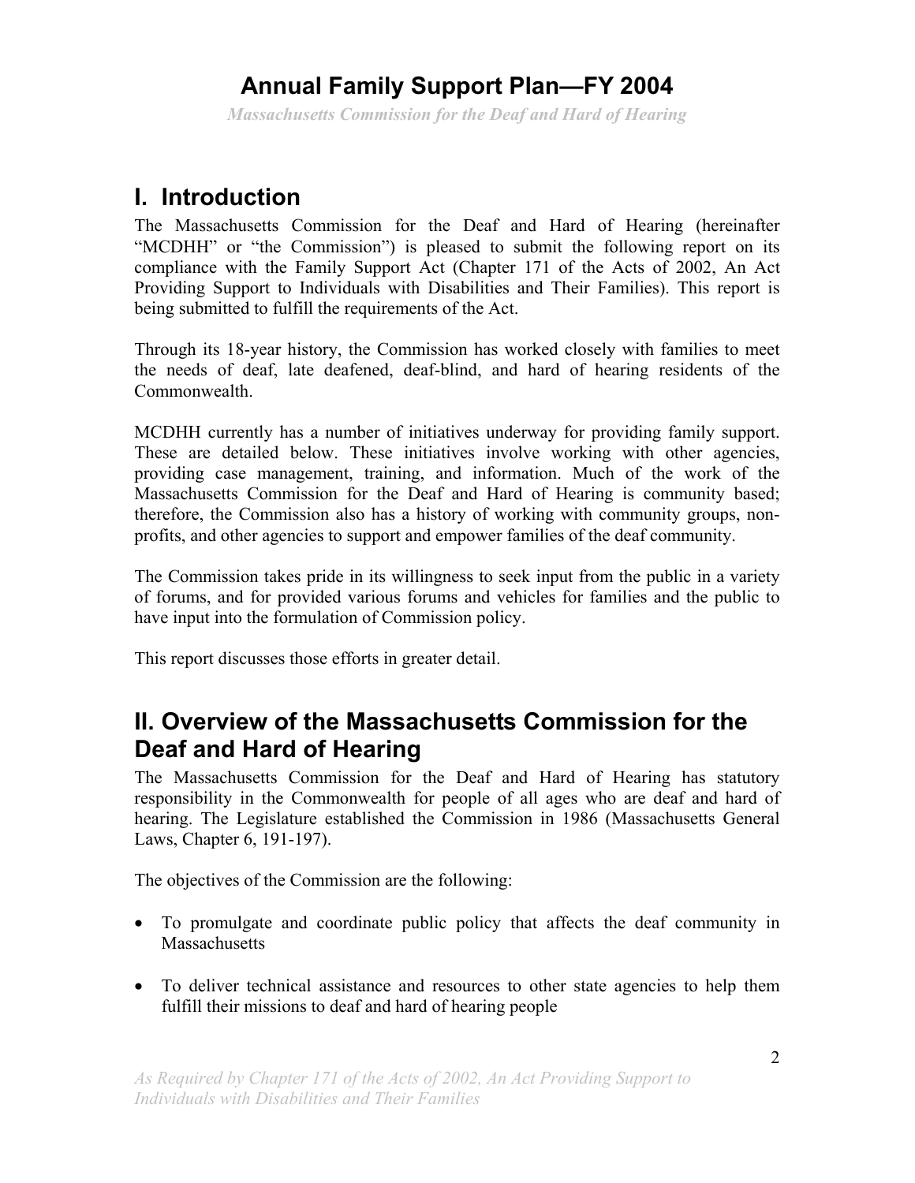## I. Introduction

The Massachusetts Commission for the Deaf and Hard of Hearing (hereinafter "MCDHH" or "the Commission") is pleased to submit the following report on its compliance with the Family Support Act (Chapter 171 of the Acts of 2002, An Act Providing Support to Individuals with Disabilities and Their Families). This report is being submitted to fulfill the requirements of the Act.

Through its 18-year history, the Commission has worked closely with families to meet the needs of deaf, late deafened, deaf-blind, and hard of hearing residents of the Commonwealth.

MCDHH currently has a number of initiatives underway for providing family support. These are detailed below. These initiatives involve working with other agencies, providing case management, training, and information. Much of the work of the Massachusetts Commission for the Deaf and Hard of Hearing is community based; therefore, the Commission also has a history of working with community groups, non-profits, and other agencies to support and empower families of the deaf community.

The Commission takes pride in its willingness to seek input from the public in a variety of forums, and for provided various forums and vehicles for families and the public to have input into the formulation of Commission policy.

This report discusses those efforts in greater detail.

## II. Overview of the Massachusetts Commission for the Deaf and Hard of Hearing

The Massachusetts Commission for the Deaf and Hard of Hearing has statutory responsibility in the Commonwealth for people of all ages who are deaf and hard of hearing. The Legislature established the Commission in 1986 (Massachusetts General Laws, Chapter 6, 191-197).

The objectives of the Commission are the following:

- To promulgate and coordinate public policy that affects the deaf community in Massachusetts
- To deliver technical assistance and resources to other state agencies to help them fulfill their missions to deaf and hard of hearing people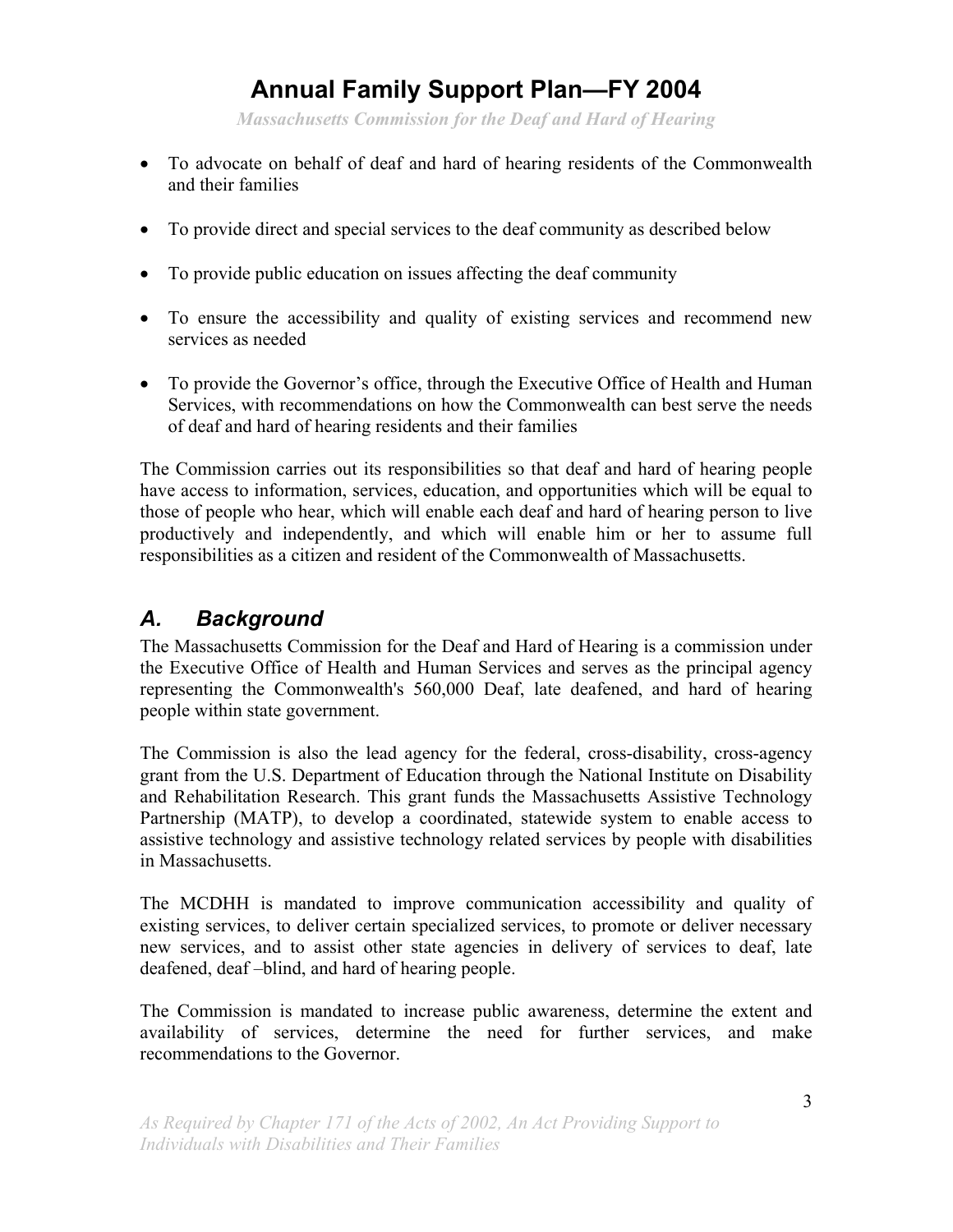- To advocate on behalf of deaf and hard of hearing residents of the Commonwealth and their families
- To provide direct and special services to the deaf community as described below
- To provide public education on issues affecting the deaf community
- To ensure the accessibility and quality of existing services and recommend new services as needed
- To provide the Governor's office, through the Executive Office of Health and Human Services, with recommendations on how the Commonwealth can best serve the needs of deaf and hard of hearing residents and their families

The Commission carries out its responsibilities so that deaf and hard of hearing people have access to information, services, education, and opportunities which will be equal to those of people who hear, which will enable each deaf and hard of hearing person to live productively and independently, and which will enable him or her to assume full responsibilities as a citizen and resident of the Commonwealth of Massachusetts.

## *A. Background*

The Massachusetts Commission for the Deaf and Hard of Hearing is a commission under the Executive Office of Health and Human Services and serves as the principal agency representing the Commonwealth's 560,000 Deaf, late deafened, and hard of hearing people within state government.

The Commission is also the lead agency for the federal, cross-disability, cross-agency grant from the U.S. Department of Education through the National Institute on Disability and Rehabilitation Research. This grant funds the Massachusetts Assistive Technology Partnership (MATP), to develop a coordinated, statewide system to enable access to assistive technology and assistive technology related services by people with disabilities in Massachusetts.

The MCDHH is mandated to improve communication accessibility and quality of existing services, to deliver certain specialized services, to promote or deliver necessary new services, and to assist other state agencies in delivery of services to deaf, late deafened, deaf –blind, and hard of hearing people.

The Commission is mandated to increase public awareness, determine the extent and availability of services, determine the need for further services, and make recommendations to the Governor.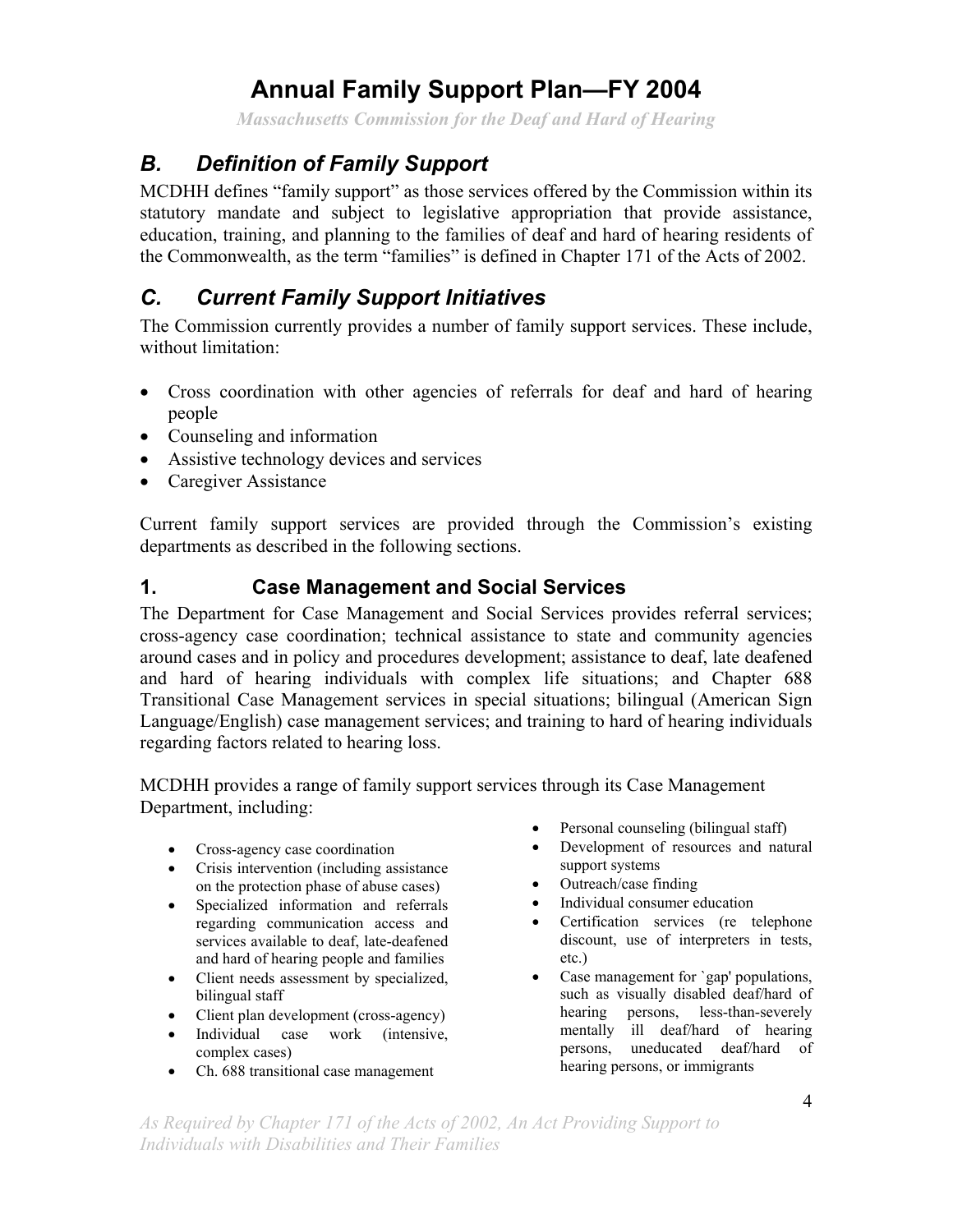## B. Definition of Family Support

MCDHH defines "family support" as those services offered by the Commission within its statutory mandate and subject to legislative appropriation that provide assistance, education, training, and planning to the families of deaf and hard of hearing residents of the Commonwealth, as the term "families" is defined in Chapter 171 of the Acts of 2002.

## C. Current Family Support Initiatives

The Commission currently provides a number of family support services. These include, without limitation:

- Cross coordination with other agencies of referrals for deaf and hard of hearing people
- Counseling and information
- Assistive technology devices and services
- Caregiver Assistance

Current family support services are provided through the Commission's existing departments as described in the following sections.

### 1. Case Management and Social Services

The Department for Case Management and Social Services provides referral services; cross-agency case coordination; technical assistance to state and community agencies around cases and in policy and procedures development; assistance to deaf, late deafened and hard of hearing individuals with complex life situations; and Chapter 688 Transitional Case Management services in special situations; bilingual (American Sign Language/English) case management services; and training to hard of hearing individuals regarding factors related to hearing loss.

MCDHH provides a range of family support services through its Case Management Department, including:

- Cross-agency case coordination
- Crisis intervention (including assistance on the protection phase of abuse cases)
- Specialized information and referrals regarding communication access and services available to deaf, late-deafened and hard of hearing people and families
- Client needs assessment by specialized, bilingual staff
- Client plan development (cross-agency)
- Individual case work (intensive, complex cases)
- Ch. 688 transitional case management
- Personal counseling (bilingual staff)
- Development of resources and natural support systems
- Outreach/case finding
- Individual consumer education
- Certification services (re telephone discount, use of interpreters in tests, etc.)
- Case management for `gap' populations, such as visually disabled deaf/hard of hearing persons, less-than-severely mentally ill deaf/hard of hearing persons, uneducated deaf/hard of hearing persons, or immigrants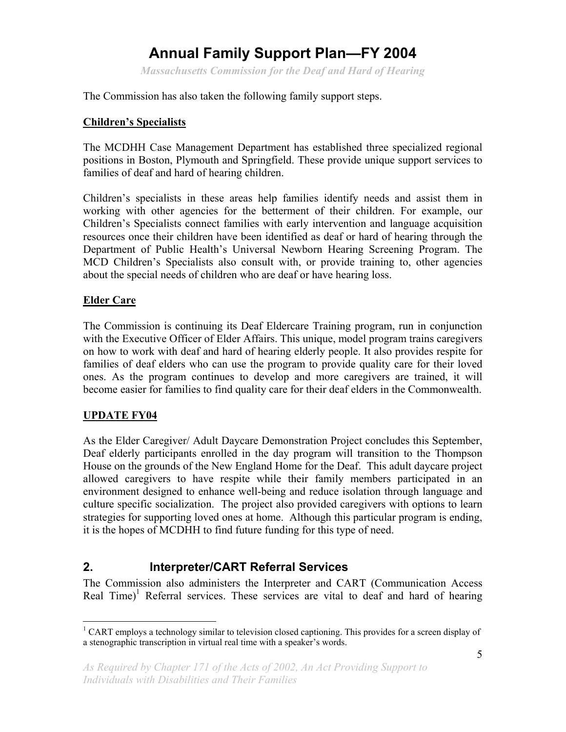The Commission has also taken the following family support steps.

**Children's Specialists**

The MCDHH Case Management Department has established three specialized regional positions in Boston, Plymouth and Springfield. These provide unique support services to families of deaf and hard of hearing children.

Children's specialists in these areas help families identify needs and assist them in working with other agencies for the betterment of their children. For example, our Children's Specialists connect families with early intervention and language acquisition resources once their children have been identified as deaf or hard of hearing through the Department of Public Health's Universal Newborn Hearing Screening Program. The MCD Children's Specialists also consult with, or provide training to, other agencies about the special needs of children who are deaf or have hearing loss.

**Elder Care**

The Commission is continuing its Deaf Eldercare Training program, run in conjunction with the Executive Officer of Elder Affairs. This unique, model program trains caregivers on how to work with deaf and hard of hearing elderly people. It also provides respite for families of deaf elders who can use the program to provide quality care for their loved ones. As the program continues to develop and more caregivers are trained, it will become easier for families to find quality care for their deaf elders in the Commonwealth.

**UPDATE FY04**

As the Elder Caregiver/ Adult Daycare Demonstration Project concludes this September, Deaf elderly participants enrolled in the day program will transition to the Thompson House on the grounds of the New England Home for the Deaf. This adult daycare project allowed caregivers to have respite while their family members participated in an environment designed to enhance well-being and reduce isolation through language and culture specific socialization. The project also provided caregivers with options to learn strategies for supporting loved ones at home. Although this particular program is ending, it is the hopes of MCDHH to find future funding for this type of need.

## 2. Interpreter/CART Referral Services

The Commission also administers the Interpreter and CART (Communication Access Real Time)[1] Referral services. These services are vital to deaf and hard of hearing

[1] CART employs a technology similar to television closed captioning. This provides for a screen display of a stenographic transcription in virtual real time with a speaker's words.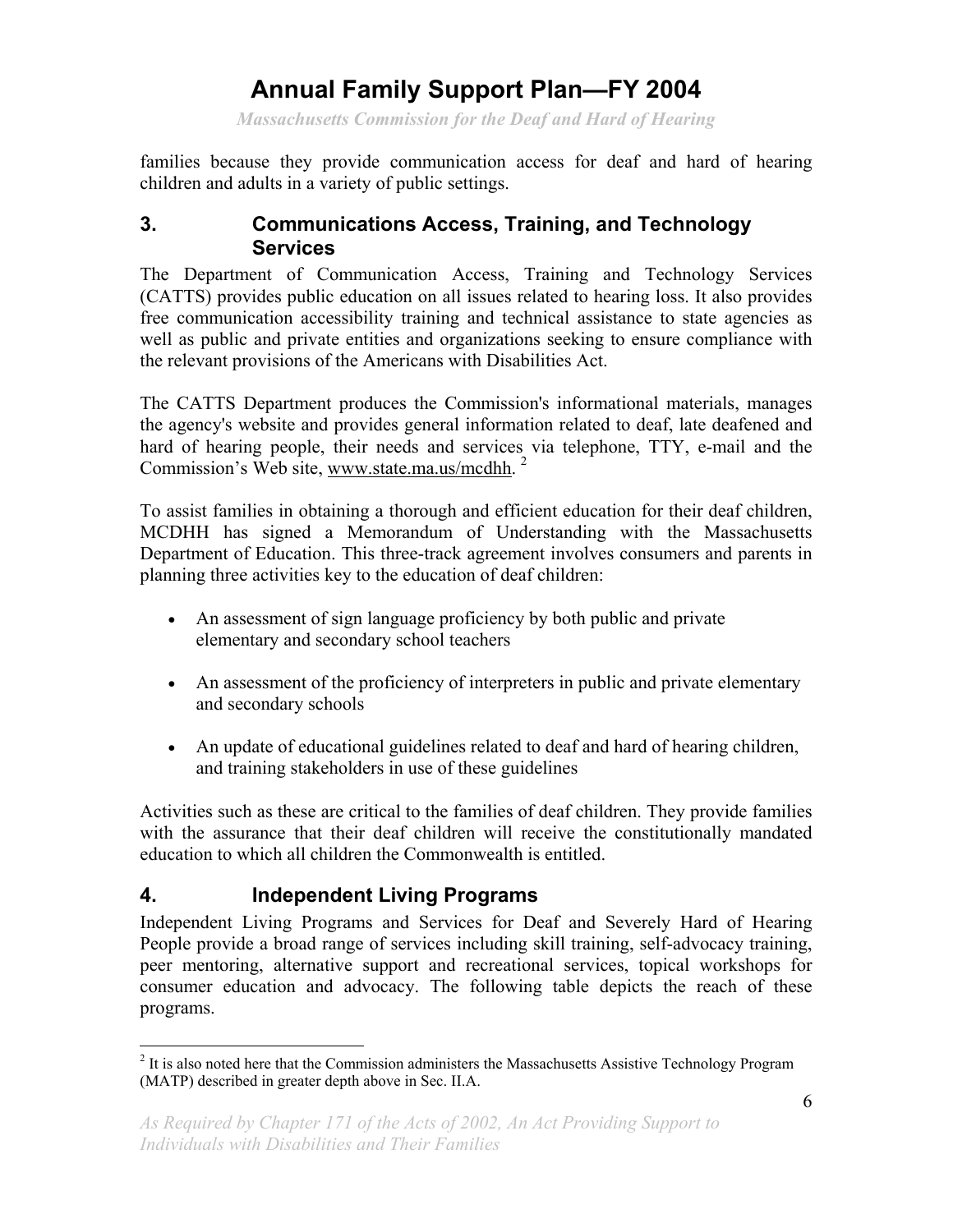families because they provide communication access for deaf and hard of hearing children and adults in a variety of public settings.

## 3. Communications Access, Training, and Technology Services

The Department of Communication Access, Training and Technology Services (CATTS) provides public education on all issues related to hearing loss. It also provides free communication accessibility training and technical assistance to state agencies as well as public and private entities and organizations seeking to ensure compliance with the relevant provisions of the Americans with Disabilities Act.

The CATTS Department produces the Commission's informational materials, manages the agency's website and provides general information related to deaf, late deafened and hard of hearing people, their needs and services via telephone, TTY, e-mail and the Commission's Web site, www.state.ma.us/mcdhh. [2]

To assist families in obtaining a thorough and efficient education for their deaf children, MCDHH has signed a Memorandum of Understanding with the Massachusetts Department of Education. This three-track agreement involves consumers and parents in planning three activities key to the education of deaf children:

- An assessment of sign language proficiency by both public and private elementary and secondary school teachers
- An assessment of the proficiency of interpreters in public and private elementary and secondary schools
- An update of educational guidelines related to deaf and hard of hearing children, and training stakeholders in use of these guidelines

Activities such as these are critical to the families of deaf children. They provide families with the assurance that their deaf children will receive the constitutionally mandated education to which all children the Commonwealth is entitled.

## 4. Independent Living Programs

Independent Living Programs and Services for Deaf and Severely Hard of Hearing People provide a broad range of services including skill training, self-advocacy training, peer mentoring, alternative support and recreational services, topical workshops for consumer education and advocacy. The following table depicts the reach of these programs.

---

[2] It is also noted here that the Commission administers the Massachusetts Assistive Technology Program (MATP) described in greater depth above in Sec. II.A.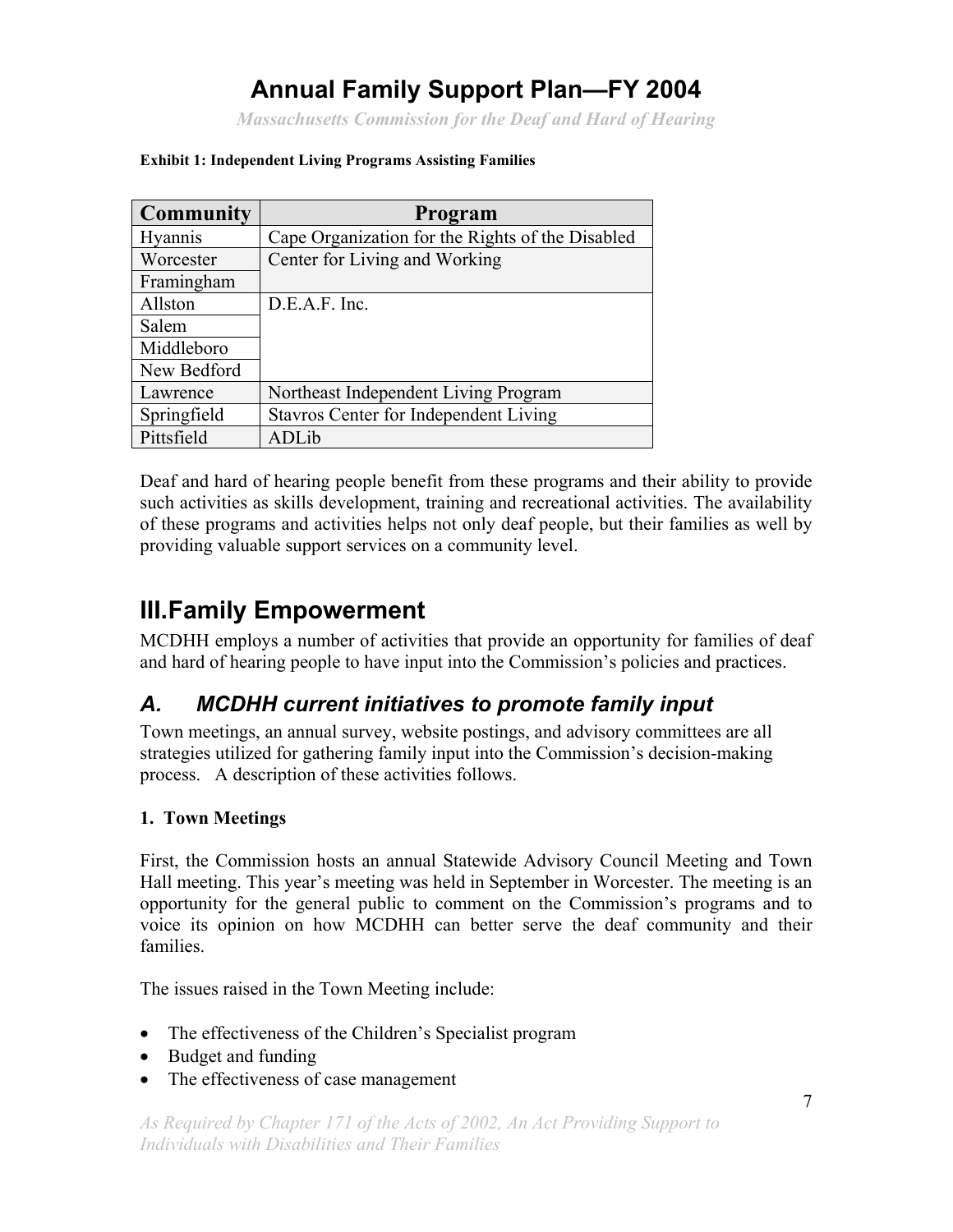**Exhibit 1: Independent Living Programs Assisting Families**

| Community | Program |
| --- | --- |
| Hyannis | Cape Organization for the Rights of the Disabled |
| Worcester | Center for Living and Working |
| Framingham | |
| Allston | D.E.A.F. Inc. |
| Salem | |
| Middleboro | |
| New Bedford | |
| Lawrence | Northeast Independent Living Program |
| Springfield | Stavros Center for Independent Living |
| Pittsfield | ADLib |

Deaf and hard of hearing people benefit from these programs and their ability to provide such activities as skills development, training and recreational activities. The availability of these programs and activities helps not only deaf people, but their families as well by providing valuable support services on a community level.

# III. Family Empowerment

MCDHH employs a number of activities that provide an opportunity for families of deaf and hard of hearing people to have input into the Commission's policies and practices.

## *A. MCDHH current initiatives to promote family input*

Town meetings, an annual survey, website postings, and advisory committees are all strategies utilized for gathering family input into the Commission's decision-making process. A description of these activities follows.

### 1. Town Meetings

First, the Commission hosts an annual Statewide Advisory Council Meeting and Town Hall meeting. This year's meeting was held in September in Worcester. The meeting is an opportunity for the general public to comment on the Commission's programs and to voice its opinion on how MCDHH can better serve the deaf community and their families.

The issues raised in the Town Meeting include:

- The effectiveness of the Children's Specialist program
- Budget and funding
- The effectiveness of case management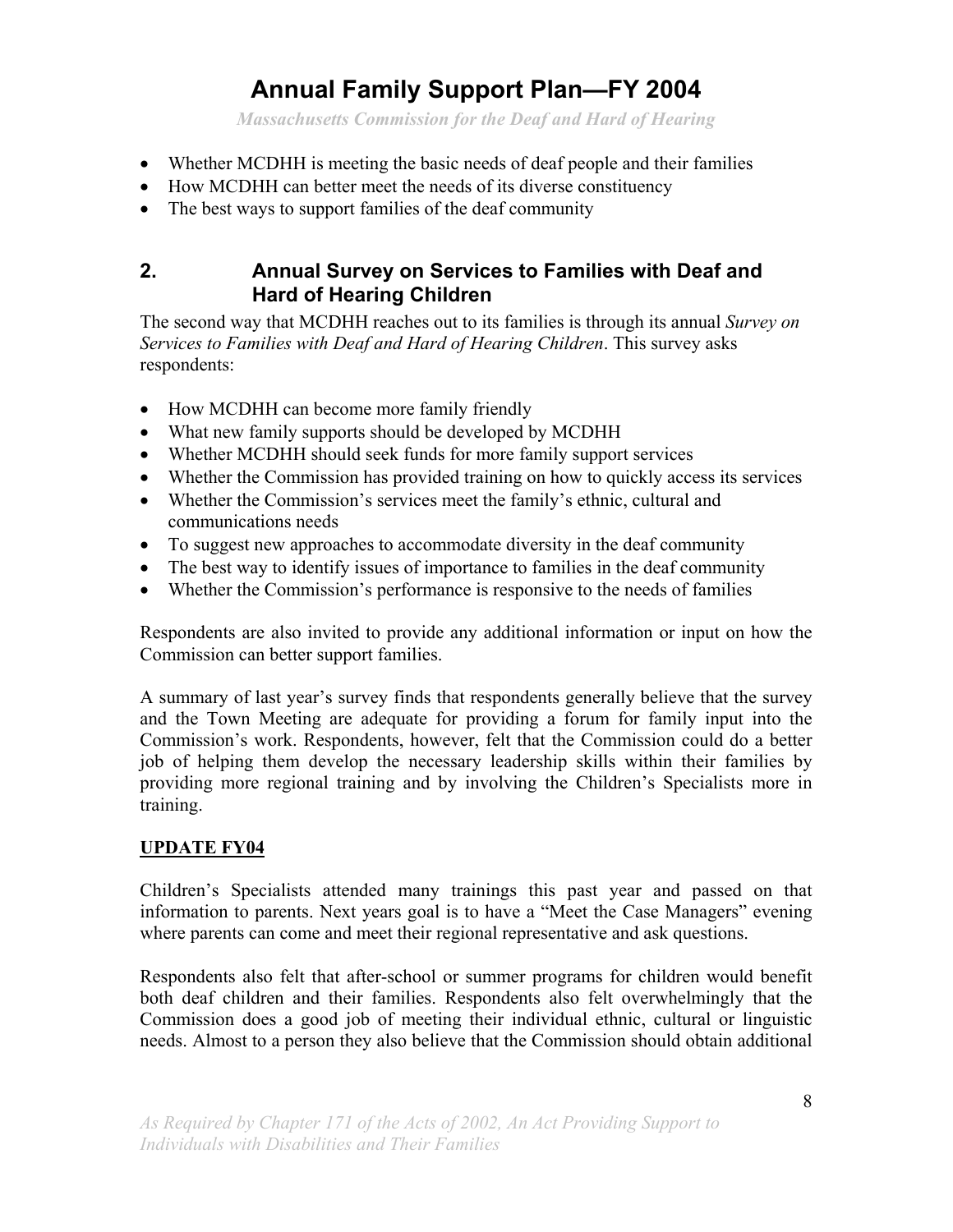- Whether MCDHH is meeting the basic needs of deaf people and their families
- How MCDHH can better meet the needs of its diverse constituency
- The best ways to support families of the deaf community

## 2. Annual Survey on Services to Families with Deaf and Hard of Hearing Children

The second way that MCDHH reaches out to its families is through its annual *Survey on Services to Families with Deaf and Hard of Hearing Children*. This survey asks respondents:

- How MCDHH can become more family friendly
- What new family supports should be developed by MCDHH
- Whether MCDHH should seek funds for more family support services
- Whether the Commission has provided training on how to quickly access its services
- Whether the Commission's services meet the family's ethnic, cultural and communications needs
- To suggest new approaches to accommodate diversity in the deaf community
- The best way to identify issues of importance to families in the deaf community
- Whether the Commission's performance is responsive to the needs of families

Respondents are also invited to provide any additional information or input on how the Commission can better support families.

A summary of last year's survey finds that respondents generally believe that the survey and the Town Meeting are adequate for providing a forum for family input into the Commission's work. Respondents, however, felt that the Commission could do a better job of helping them develop the necessary leadership skills within their families by providing more regional training and by involving the Children's Specialists more in training.

**UPDATE FY04**

Children's Specialists attended many trainings this past year and passed on that information to parents. Next years goal is to have a "Meet the Case Managers" evening where parents can come and meet their regional representative and ask questions.

Respondents also felt that after-school or summer programs for children would benefit both deaf children and their families. Respondents also felt overwhelmingly that the Commission does a good job of meeting their individual ethnic, cultural or linguistic needs. Almost to a person they also believe that the Commission should obtain additional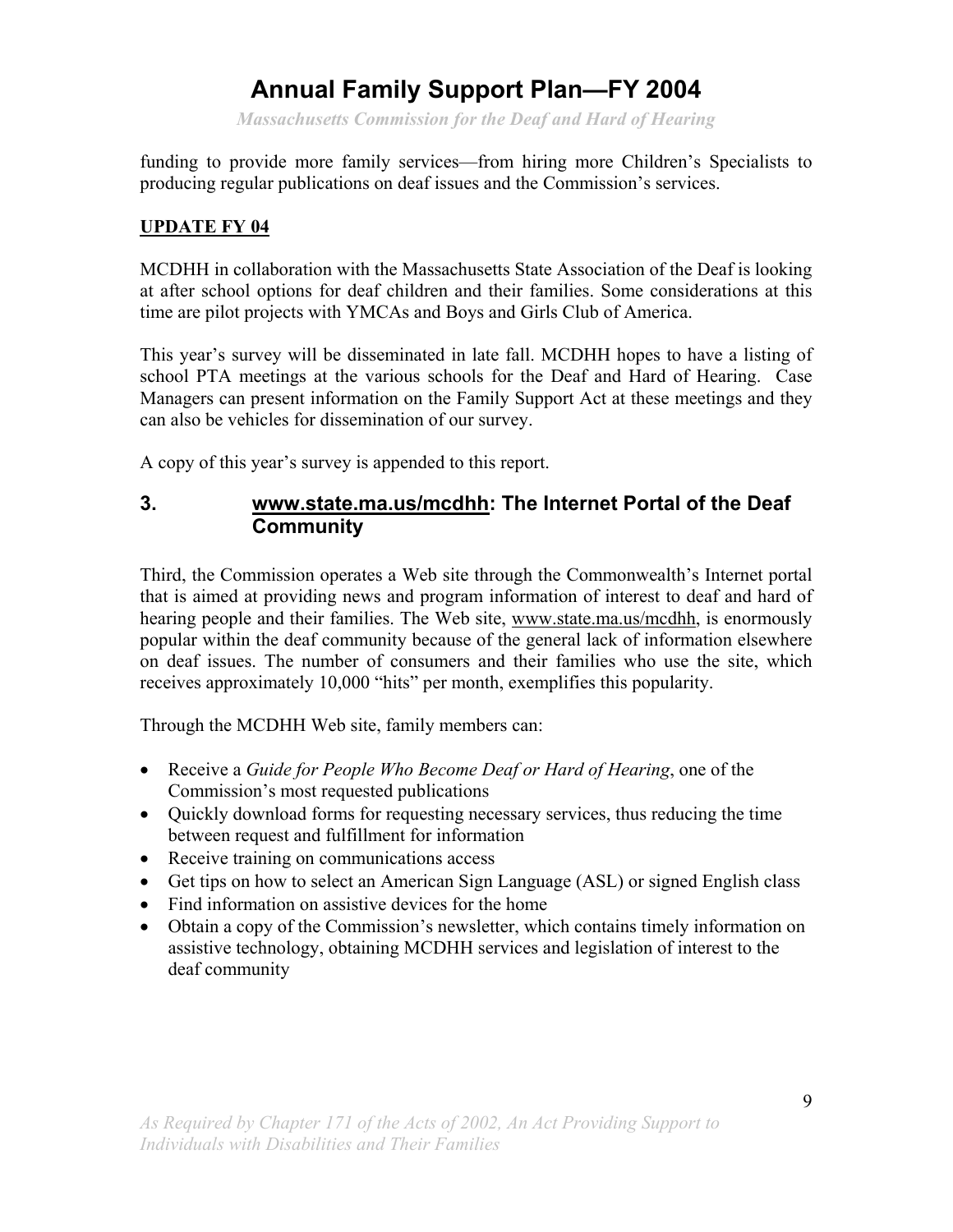funding to provide more family services—from hiring more Children's Specialists to producing regular publications on deaf issues and the Commission's services.

**UPDATE FY 04**

MCDHH in collaboration with the Massachusetts State Association of the Deaf is looking at after school options for deaf children and their families. Some considerations at this time are pilot projects with YMCAs and Boys and Girls Club of America.

This year's survey will be disseminated in late fall. MCDHH hopes to have a listing of school PTA meetings at the various schools for the Deaf and Hard of Hearing. Case Managers can present information on the Family Support Act at these meetings and they can also be vehicles for dissemination of our survey.

A copy of this year's survey is appended to this report.

## 3. www.state.ma.us/mcdhh: The Internet Portal of the Deaf Community

Third, the Commission operates a Web site through the Commonwealth's Internet portal that is aimed at providing news and program information of interest to deaf and hard of hearing people and their families. The Web site, www.state.ma.us/mcdhh, is enormously popular within the deaf community because of the general lack of information elsewhere on deaf issues. The number of consumers and their families who use the site, which receives approximately 10,000 "hits" per month, exemplifies this popularity.

Through the MCDHH Web site, family members can:

- Receive a *Guide for People Who Become Deaf or Hard of Hearing*, one of the Commission's most requested publications
- Quickly download forms for requesting necessary services, thus reducing the time between request and fulfillment for information
- Receive training on communications access
- Get tips on how to select an American Sign Language (ASL) or signed English class
- Find information on assistive devices for the home
- Obtain a copy of the Commission's newsletter, which contains timely information on assistive technology, obtaining MCDHH services and legislation of interest to the deaf community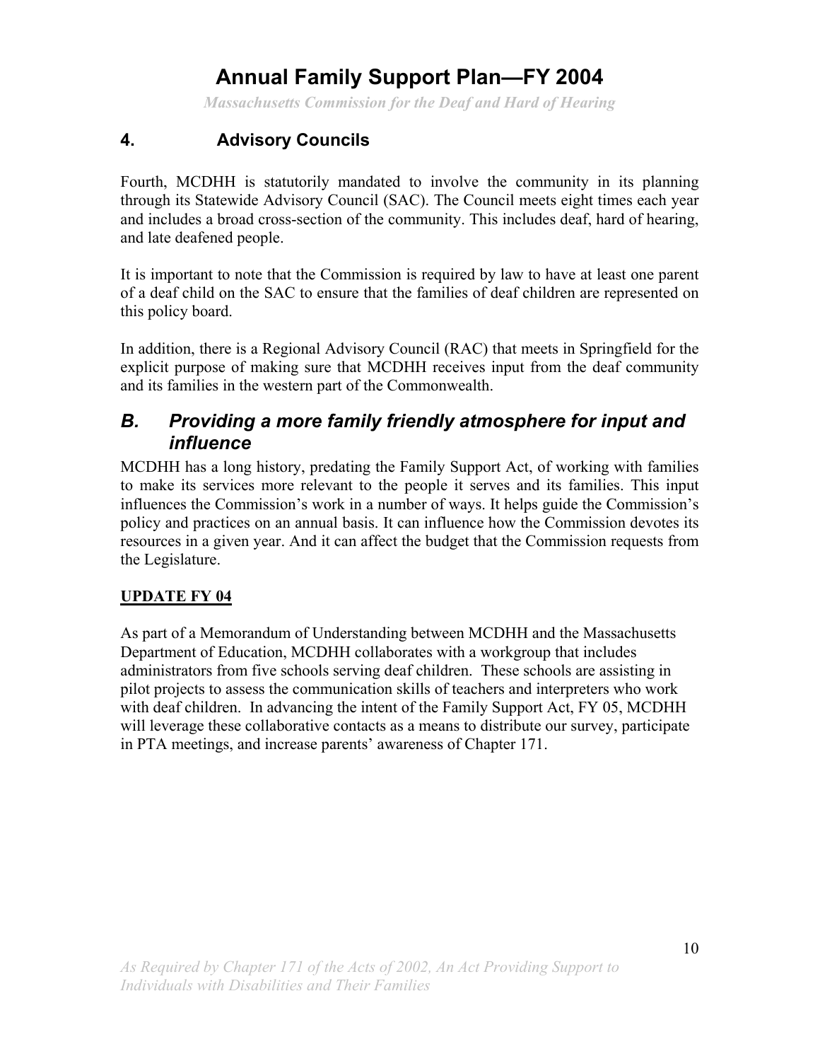## 4. Advisory Councils

Fourth, MCDHH is statutorily mandated to involve the community in its planning through its Statewide Advisory Council (SAC). The Council meets eight times each year and includes a broad cross-section of the community. This includes deaf, hard of hearing, and late deafened people.

It is important to note that the Commission is required by law to have at least one parent of a deaf child on the SAC to ensure that the families of deaf children are represented on this policy board.

In addition, there is a Regional Advisory Council (RAC) that meets in Springfield for the explicit purpose of making sure that MCDHH receives input from the deaf community and its families in the western part of the Commonwealth.

## *B. Providing a more family friendly atmosphere for input and influence*

MCDHH has a long history, predating the Family Support Act, of working with families to make its services more relevant to the people it serves and its families. This input influences the Commission's work in a number of ways. It helps guide the Commission's policy and practices on an annual basis. It can influence how the Commission devotes its resources in a given year. And it can affect the budget that the Commission requests from the Legislature.

**<u>UPDATE FY 04</u>**

As part of a Memorandum of Understanding between MCDHH and the Massachusetts Department of Education, MCDHH collaborates with a workgroup that includes administrators from five schools serving deaf children. These schools are assisting in pilot projects to assess the communication skills of teachers and interpreters who work with deaf children. In advancing the intent of the Family Support Act, FY 05, MCDHH will leverage these collaborative contacts as a means to distribute our survey, participate in PTA meetings, and increase parents' awareness of Chapter 171.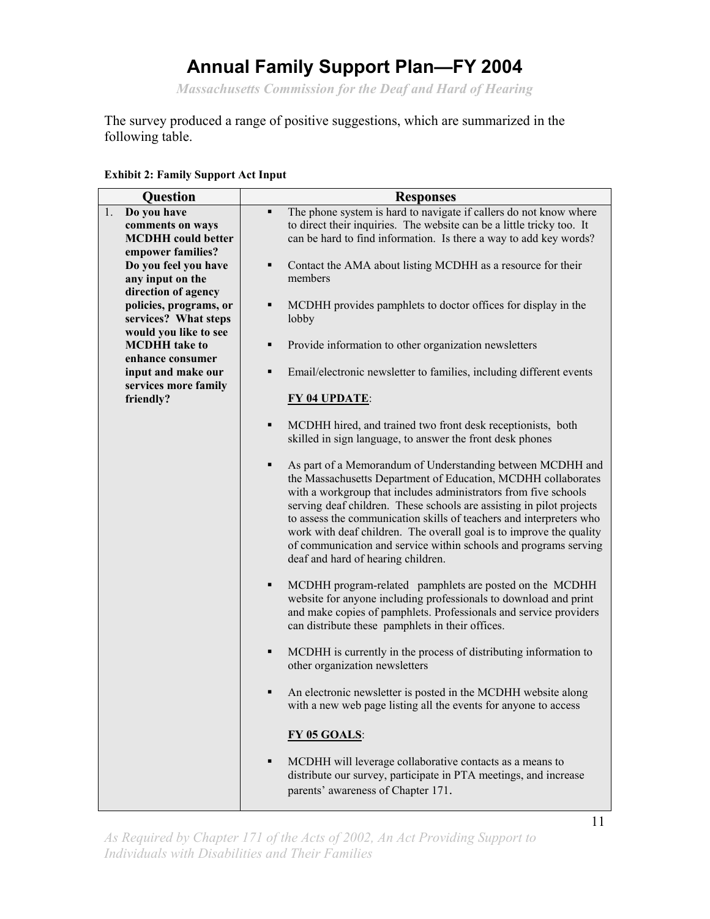The survey produced a range of positive suggestions, which are summarized in the following table.

**Exhibit 2: Family Support Act Input**

| Question | Responses |
|---|---|
| 1. **Do you have comments on ways MCDHH could better empower families? Do you feel you have any input on the direction of agency policies, programs, or services? What steps would you like to see MCDHH take to enhance consumer input and make our services more family friendly?** | ▪ The phone system is hard to navigate if callers do not know where to direct their inquiries. The website can be a little tricky too. It can be hard to find information. Is there a way to add key words?<br><br>▪ Contact the AMA about listing MCDHH as a resource for their members<br><br>▪ MCDHH provides pamphlets to doctor offices for display in the lobby<br><br>▪ Provide information to other organization newsletters<br><br>▪ Email/electronic newsletter to families, including different events<br><br>**FY 04 UPDATE**:<br><br>▪ MCDHH hired, and trained two front desk receptionists, both skilled in sign language, to answer the front desk phones<br><br>▪ As part of a Memorandum of Understanding between MCDHH and the Massachusetts Department of Education, MCDHH collaborates with a workgroup that includes administrators from five schools serving deaf children. These schools are assisting in pilot projects to assess the communication skills of teachers and interpreters who work with deaf children. The overall goal is to improve the quality of communication and service within schools and programs serving deaf and hard of hearing children.<br><br>▪ MCDHH program-related pamphlets are posted on the MCDHH website for anyone including professionals to download and print and make copies of pamphlets. Professionals and service providers can distribute these pamphlets in their offices.<br><br>▪ MCDHH is currently in the process of distributing information to other organization newsletters<br><br>▪ An electronic newsletter is posted in the MCDHH website along with a new web page listing all the events for anyone to access<br><br>**FY 05 GOALS**:<br><br>▪ MCDHH will leverage collaborative contacts as a means to distribute our survey, participate in PTA meetings, and increase parents' awareness of Chapter 171. |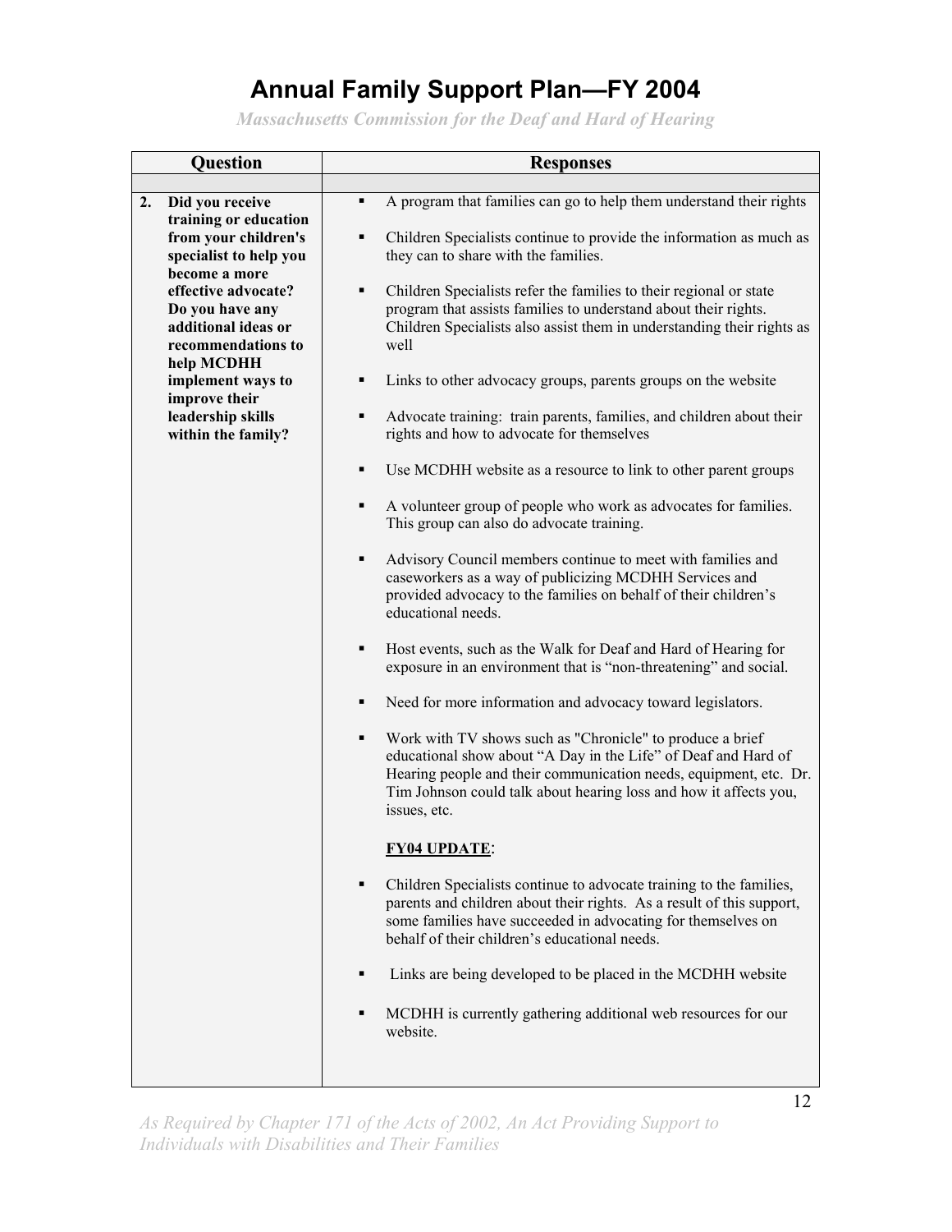# Annual Family Support Plan—FY 2004

*Massachusetts Commission for the Deaf and Hard of Hearing*

| Question | Responses |
|---|---|
| **2. Did you receive training or education from your children's specialist to help you become a more effective advocate? Do you have any additional ideas or recommendations to help MCDHH implement ways to improve their leadership skills within the family?** | ▪ A program that families can go to help them understand their rights<br><br>▪ Children Specialists continue to provide the information as much as they can to share with the families.<br><br>▪ Children Specialists refer the families to their regional or state program that assists families to understand about their rights. Children Specialists also assist them in understanding their rights as well<br><br>▪ Links to other advocacy groups, parents groups on the website<br><br>▪ Advocate training: train parents, families, and children about their rights and how to advocate for themselves<br><br>▪ Use MCDHH website as a resource to link to other parent groups<br><br>▪ A volunteer group of people who work as advocates for families. This group can also do advocate training.<br><br>▪ Advisory Council members continue to meet with families and caseworkers as a way of publicizing MCDHH Services and provided advocacy to the families on behalf of their children's educational needs.<br><br>▪ Host events, such as the Walk for Deaf and Hard of Hearing for exposure in an environment that is "non-threatening" and social.<br><br>▪ Need for more information and advocacy toward legislators.<br><br>▪ Work with TV shows such as "Chronicle" to produce a brief educational show about "A Day in the Life" of Deaf and Hard of Hearing people and their communication needs, equipment, etc. Dr. Tim Johnson could talk about hearing loss and how it affects you, issues, etc.<br><br>**FY04 UPDATE**:<br><br>▪ Children Specialists continue to advocate training to the families, parents and children about their rights. As a result of this support, some families have succeeded in advocating for themselves on behalf of their children's educational needs.<br><br>▪ Links are being developed to be placed in the MCDHH website<br><br>▪ MCDHH is currently gathering additional web resources for our website. |

*As Required by Chapter 171 of the Acts of 2002, An Act Providing Support to Individuals with Disabilities and Their Families*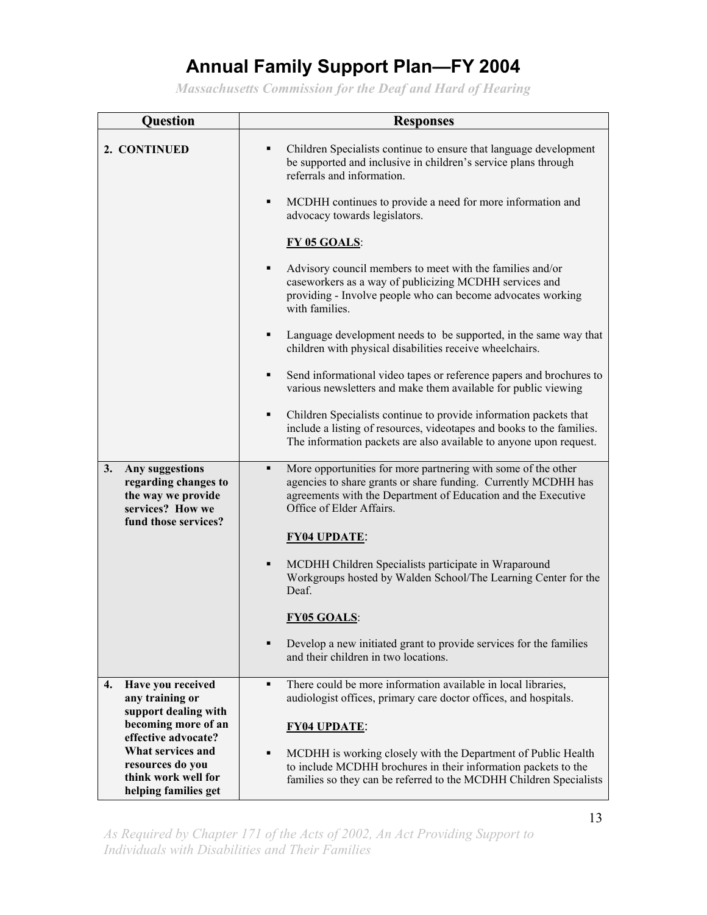# Annual Family Support Plan—FY 2004

*Massachusetts Commission for the Deaf and Hard of Hearing*

| Question | Responses |
|---|---|
| **2. CONTINUED** | ▪ Children Specialists continue to ensure that language development be supported and inclusive in children's service plans through referrals and information.<br><br>▪ MCDHH continues to provide a need for more information and advocacy towards legislators.<br><br>**FY 05 GOALS**:<br><br>▪ Advisory council members to meet with the families and/or caseworkers as a way of publicizing MCDHH services and providing - Involve people who can become advocates working with families.<br><br>▪ Language development needs to be supported, in the same way that children with physical disabilities receive wheelchairs.<br><br>▪ Send informational video tapes or reference papers and brochures to various newsletters and make them available for public viewing<br><br>▪ Children Specialists continue to provide information packets that include a listing of resources, videotapes and books to the families. The information packets are also available to anyone upon request. |
| **3. Any suggestions regarding changes to the way we provide services? How we fund those services?** | ▪ More opportunities for more partnering with some of the other agencies to share grants or share funding. Currently MCDHH has agreements with the Department of Education and the Executive Office of Elder Affairs.<br><br>**FY04 UPDATE**:<br><br>▪ MCDHH Children Specialists participate in Wraparound Workgroups hosted by Walden School/The Learning Center for the Deaf.<br><br>**FY05 GOALS**:<br><br>▪ Develop a new initiated grant to provide services for the families and their children in two locations. |
| **4. Have you received any training or support dealing with becoming more of an effective advocate? What services and resources do you think work well for helping families get** | ▪ There could be more information available in local libraries, audiologist offices, primary care doctor offices, and hospitals.<br><br>**FY04 UPDATE**:<br><br>▪ MCDHH is working closely with the Department of Public Health to include MCDHH brochures in their information packets to the families so they can be referred to the MCDHH Children Specialists |

*As Required by Chapter 171 of the Acts of 2002, An Act Providing Support to Individuals with Disabilities and Their Families*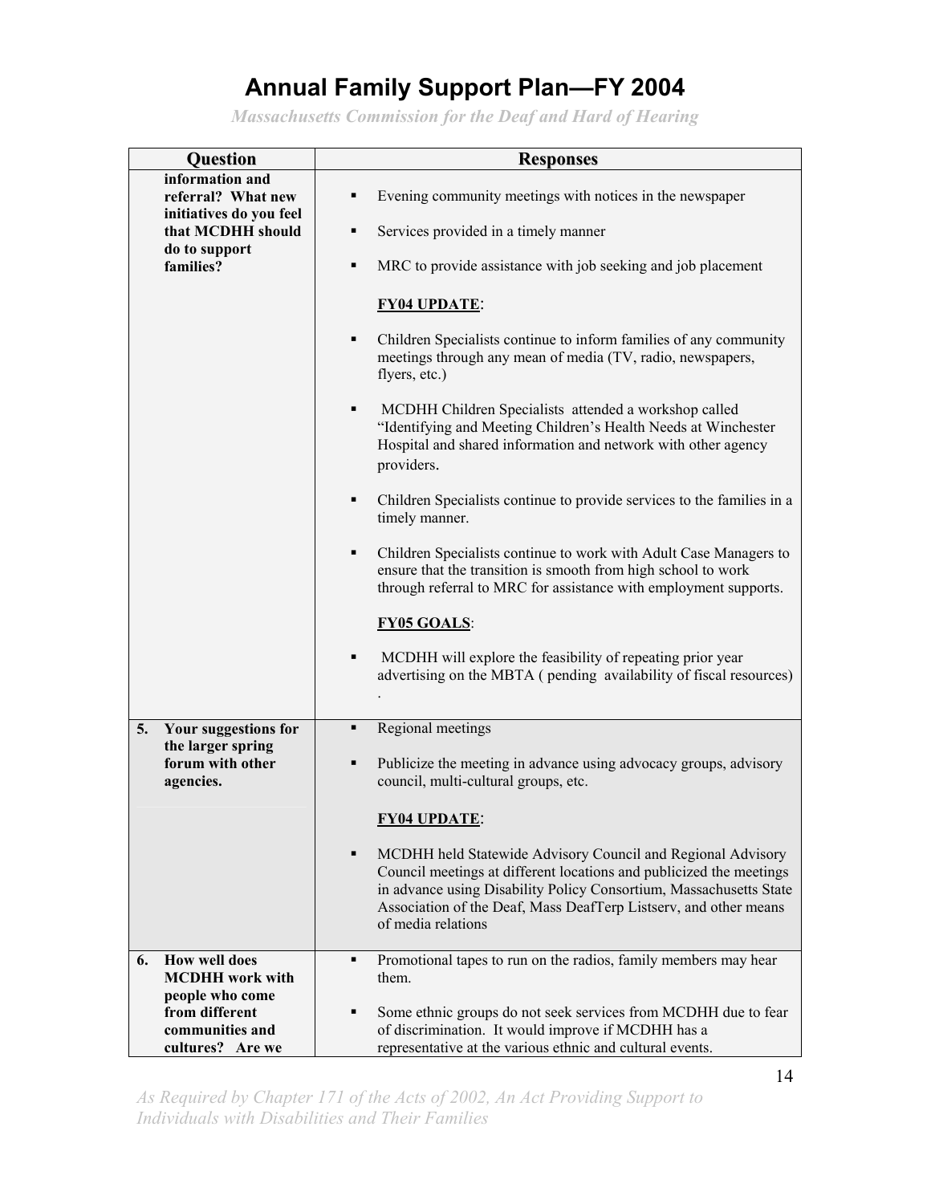# Annual Family Support Plan—FY 2004

*Massachusetts Commission for the Deaf and Hard of Hearing*

| Question | Responses |
|---|---|
| information and referral? What new initiatives do you feel that MCDHH should do to support families? | ▪ Evening community meetings with notices in the newspaper<br>▪ Services provided in a timely manner<br>▪ MRC to provide assistance with job seeking and job placement<br><br>**FY04 UPDATE**:<br><br>▪ Children Specialists continue to inform families of any community meetings through any mean of media (TV, radio, newspapers, flyers, etc.)<br>▪ MCDHH Children Specialists attended a workshop called "Identifying and Meeting Children's Health Needs at Winchester Hospital and shared information and network with other agency providers.<br>▪ Children Specialists continue to provide services to the families in a timely manner.<br>▪ Children Specialists continue to work with Adult Case Managers to ensure that the transition is smooth from high school to work through referral to MRC for assistance with employment supports.<br><br>**FY05 GOALS**:<br><br>▪ MCDHH will explore the feasibility of repeating prior year advertising on the MBTA ( pending availability of fiscal resources) . |
| **5. Your suggestions for the larger spring forum with other agencies.** | ▪ Regional meetings<br>▪ Publicize the meeting in advance using advocacy groups, advisory council, multi-cultural groups, etc.<br><br>**FY04 UPDATE**:<br><br>▪ MCDHH held Statewide Advisory Council and Regional Advisory Council meetings at different locations and publicized the meetings in advance using Disability Policy Consortium, Massachusetts State Association of the Deaf, Mass DeafTerp Listserv, and other means of media relations |
| **6. How well does MCDHH work with people who come from different communities and cultures? Are we** | ▪ Promotional tapes to run on the radios, family members may hear them.<br>▪ Some ethnic groups do not seek services from MCDHH due to fear of discrimination. It would improve if MCDHH has a representative at the various ethnic and cultural events. |

*As Required by Chapter 171 of the Acts of 2002, An Act Providing Support to Individuals with Disabilities and Their Families*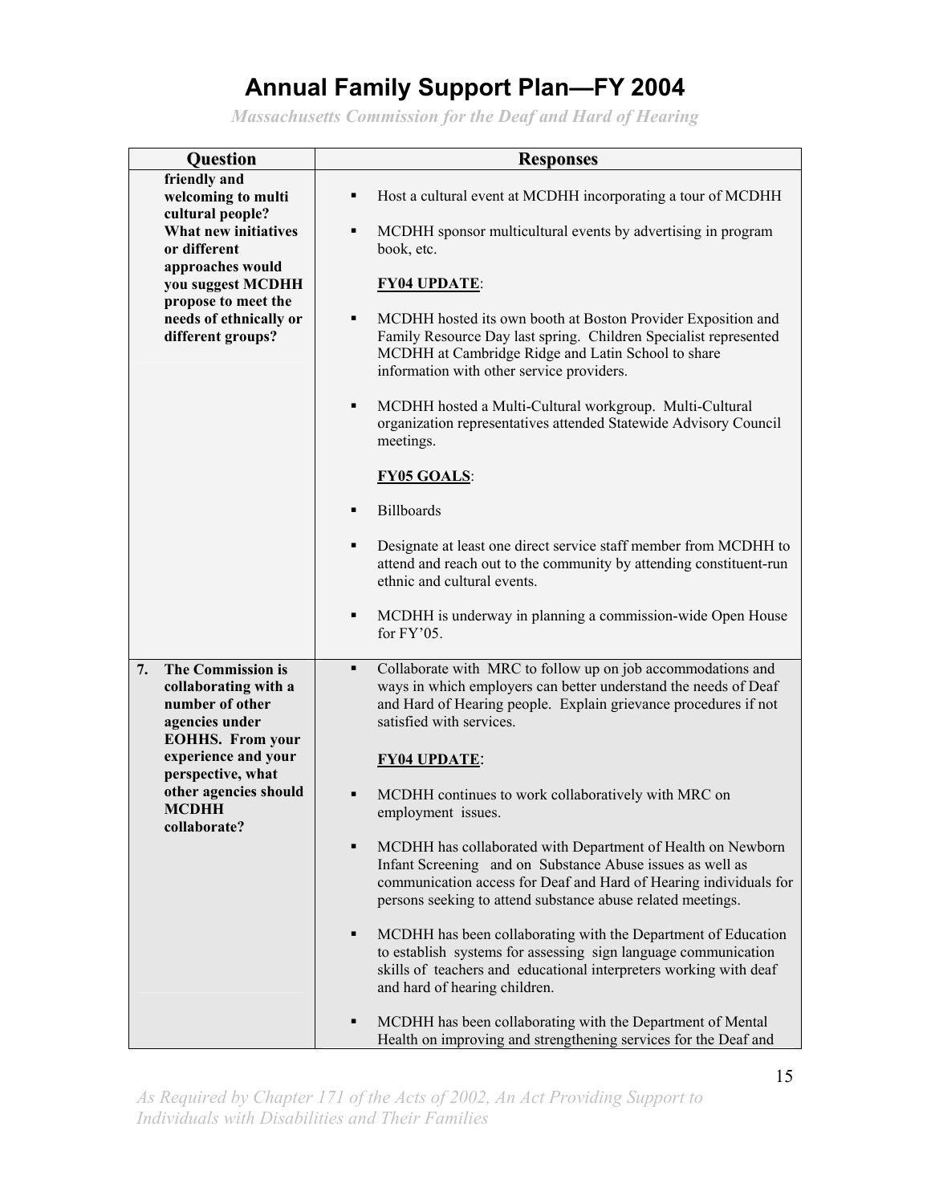# Annual Family Support Plan—FY 2004

*Massachusetts Commission for the Deaf and Hard of Hearing*

| Question | Responses |
|---|---|
| **friendly and welcoming to multi cultural people? What new initiatives or different approaches would you suggest MCDHH propose to meet the needs of ethnically or different groups?** | ▪ Host a cultural event at MCDHH incorporating a tour of MCDHH <br><br> ▪ MCDHH sponsor multicultural events by advertising in program book, etc. <br><br> **FY04 UPDATE**: <br><br> ▪ MCDHH hosted its own booth at Boston Provider Exposition and Family Resource Day last spring. Children Specialist represented MCDHH at Cambridge Ridge and Latin School to share information with other service providers. <br><br> ▪ MCDHH hosted a Multi-Cultural workgroup. Multi-Cultural organization representatives attended Statewide Advisory Council meetings. <br><br> **FY05 GOALS**: <br><br> ▪ Billboards <br><br> ▪ Designate at least one direct service staff member from MCDHH to attend and reach out to the community by attending constituent-run ethnic and cultural events. <br><br> ▪ MCDHH is underway in planning a commission-wide Open House for FY'05. |
| **7. The Commission is collaborating with a number of other agencies under EOHHS. From your experience and your perspective, what other agencies should MCDHH collaborate?** | ▪ Collaborate with MRC to follow up on job accommodations and ways in which employers can better understand the needs of Deaf and Hard of Hearing people. Explain grievance procedures if not satisfied with services. <br><br> **FY04 UPDATE**: <br><br> ▪ MCDHH continues to work collaboratively with MRC on employment issues. <br><br> ▪ MCDHH has collaborated with Department of Health on Newborn Infant Screening and on Substance Abuse issues as well as communication access for Deaf and Hard of Hearing individuals for persons seeking to attend substance abuse related meetings. <br><br> ▪ MCDHH has been collaborating with the Department of Education to establish systems for assessing sign language communication skills of teachers and educational interpreters working with deaf and hard of hearing children. <br><br> ▪ MCDHH has been collaborating with the Department of Mental Health on improving and strengthening services for the Deaf and |

*As Required by Chapter 171 of the Acts of 2002, An Act Providing Support to Individuals with Disabilities and Their Families*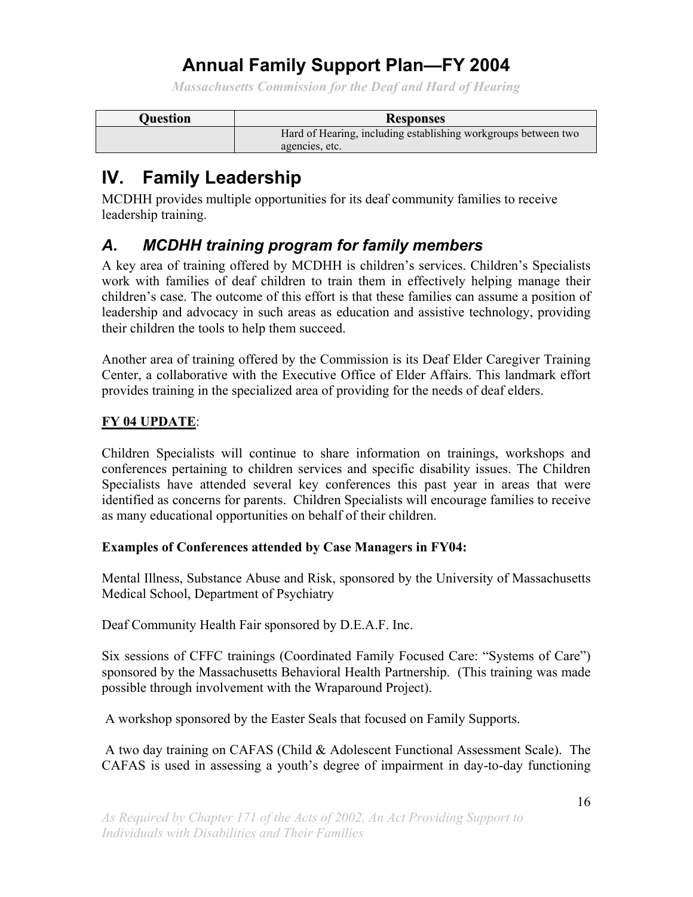| Question | Responses |
|---|---|
| | Hard of Hearing, including establishing workgroups between two agencies, etc. |

# IV. Family Leadership

MCDHH provides multiple opportunities for its deaf community families to receive leadership training.

## *A. MCDHH training program for family members*

A key area of training offered by MCDHH is children's services. Children's Specialists work with families of deaf children to train them in effectively helping manage their children's case. The outcome of this effort is that these families can assume a position of leadership and advocacy in such areas as education and assistive technology, providing their children the tools to help them succeed.

Another area of training offered by the Commission is its Deaf Elder Caregiver Training Center, a collaborative with the Executive Office of Elder Affairs. This landmark effort provides training in the specialized area of providing for the needs of deaf elders.

**FY 04 UPDATE**:

Children Specialists will continue to share information on trainings, workshops and conferences pertaining to children services and specific disability issues. The Children Specialists have attended several key conferences this past year in areas that were identified as concerns for parents. Children Specialists will encourage families to receive as many educational opportunities on behalf of their children.

**Examples of Conferences attended by Case Managers in FY04:**

Mental Illness, Substance Abuse and Risk, sponsored by the University of Massachusetts Medical School, Department of Psychiatry

Deaf Community Health Fair sponsored by D.E.A.F. Inc.

Six sessions of CFFC trainings (Coordinated Family Focused Care: "Systems of Care") sponsored by the Massachusetts Behavioral Health Partnership. (This training was made possible through involvement with the Wraparound Project).

A workshop sponsored by the Easter Seals that focused on Family Supports.

A two day training on CAFAS (Child & Adolescent Functional Assessment Scale). The CAFAS is used in assessing a youth's degree of impairment in day-to-day functioning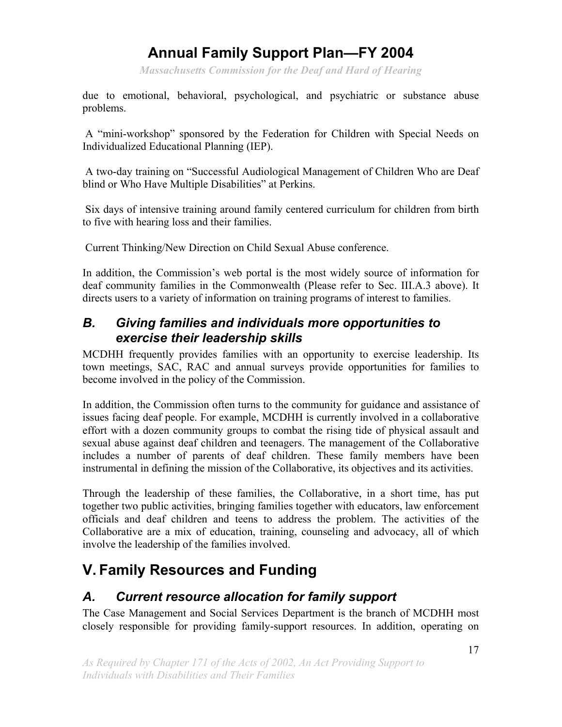due to emotional, behavioral, psychological, and psychiatric or substance abuse problems.

A "mini-workshop" sponsored by the Federation for Children with Special Needs on Individualized Educational Planning (IEP).

A two-day training on "Successful Audiological Management of Children Who are Deaf blind or Who Have Multiple Disabilities" at Perkins.

Six days of intensive training around family centered curriculum for children from birth to five with hearing loss and their families.

Current Thinking/New Direction on Child Sexual Abuse conference.

In addition, the Commission's web portal is the most widely source of information for deaf community families in the Commonwealth (Please refer to Sec. III.A.3 above). It directs users to a variety of information on training programs of interest to families.

### *B. Giving families and individuals more opportunities to exercise their leadership skills*

MCDHH frequently provides families with an opportunity to exercise leadership. Its town meetings, SAC, RAC and annual surveys provide opportunities for families to become involved in the policy of the Commission.

In addition, the Commission often turns to the community for guidance and assistance of issues facing deaf people. For example, MCDHH is currently involved in a collaborative effort with a dozen community groups to combat the rising tide of physical assault and sexual abuse against deaf children and teenagers. The management of the Collaborative includes a number of parents of deaf children. These family members have been instrumental in defining the mission of the Collaborative, its objectives and its activities.

Through the leadership of these families, the Collaborative, in a short time, has put together two public activities, bringing families together with educators, law enforcement officials and deaf children and teens to address the problem. The activities of the Collaborative are a mix of education, training, counseling and advocacy, all of which involve the leadership of the families involved.

## V. Family Resources and Funding

### *A. Current resource allocation for family support*

The Case Management and Social Services Department is the branch of MCDHH most closely responsible for providing family-support resources. In addition, operating on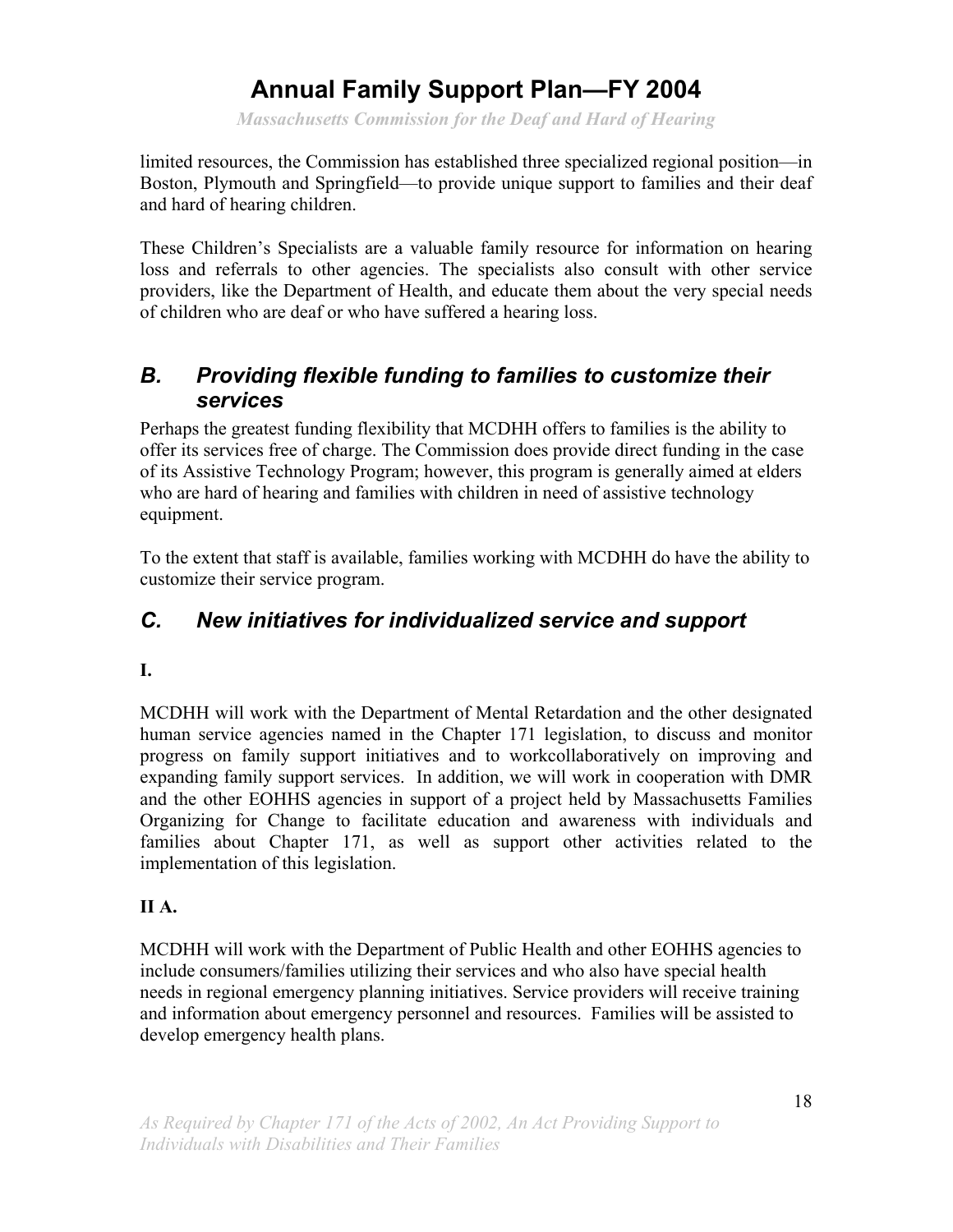limited resources, the Commission has established three specialized regional position—in Boston, Plymouth and Springfield—to provide unique support to families and their deaf and hard of hearing children.

These Children's Specialists are a valuable family resource for information on hearing loss and referrals to other agencies. The specialists also consult with other service providers, like the Department of Health, and educate them about the very special needs of children who are deaf or who have suffered a hearing loss.

## *B. Providing flexible funding to families to customize their services*

Perhaps the greatest funding flexibility that MCDHH offers to families is the ability to offer its services free of charge. The Commission does provide direct funding in the case of its Assistive Technology Program; however, this program is generally aimed at elders who are hard of hearing and families with children in need of assistive technology equipment.

To the extent that staff is available, families working with MCDHH do have the ability to customize their service program.

## *C. New initiatives for individualized service and support*

**I.**

MCDHH will work with the Department of Mental Retardation and the other designated human service agencies named in the Chapter 171 legislation, to discuss and monitor progress on family support initiatives and to workcollaboratively on improving and expanding family support services. In addition, we will work in cooperation with DMR and the other EOHHS agencies in support of a project held by Massachusetts Families Organizing for Change to facilitate education and awareness with individuals and families about Chapter 171, as well as support other activities related to the implementation of this legislation.

**II A.**

MCDHH will work with the Department of Public Health and other EOHHS agencies to include consumers/families utilizing their services and who also have special health needs in regional emergency planning initiatives. Service providers will receive training and information about emergency personnel and resources. Families will be assisted to develop emergency health plans.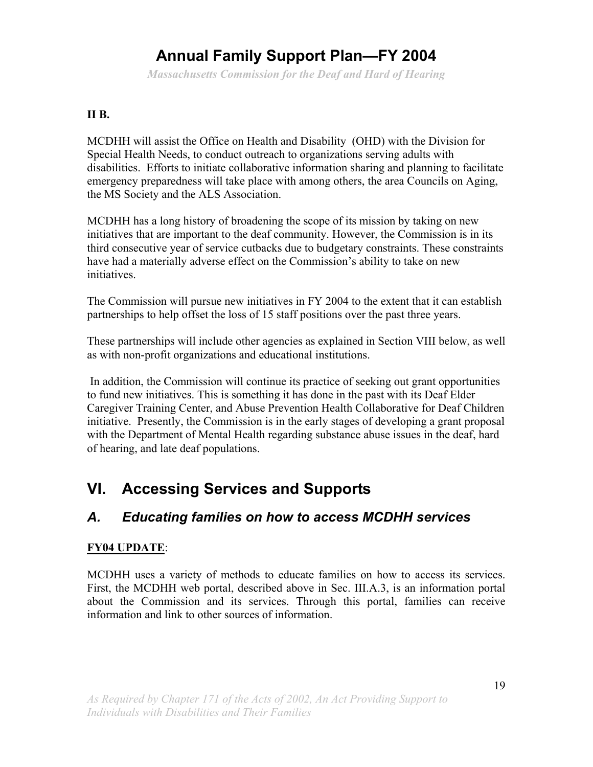**II B.**

MCDHH will assist the Office on Health and Disability (OHD) with the Division for Special Health Needs, to conduct outreach to organizations serving adults with disabilities. Efforts to initiate collaborative information sharing and planning to facilitate emergency preparedness will take place with among others, the area Councils on Aging, the MS Society and the ALS Association.

MCDHH has a long history of broadening the scope of its mission by taking on new initiatives that are important to the deaf community. However, the Commission is in its third consecutive year of service cutbacks due to budgetary constraints. These constraints have had a materially adverse effect on the Commission's ability to take on new initiatives.

The Commission will pursue new initiatives in FY 2004 to the extent that it can establish partnerships to help offset the loss of 15 staff positions over the past three years.

These partnerships will include other agencies as explained in Section VIII below, as well as with non-profit organizations and educational institutions.

In addition, the Commission will continue its practice of seeking out grant opportunities to fund new initiatives. This is something it has done in the past with its Deaf Elder Caregiver Training Center, and Abuse Prevention Health Collaborative for Deaf Children initiative. Presently, the Commission is in the early stages of developing a grant proposal with the Department of Mental Health regarding substance abuse issues in the deaf, hard of hearing, and late deaf populations.

# VI. Accessing Services and Supports

## *A. Educating families on how to access MCDHH services*

**FY04 UPDATE**:

MCDHH uses a variety of methods to educate families on how to access its services. First, the MCDHH web portal, described above in Sec. III.A.3, is an information portal about the Commission and its services. Through this portal, families can receive information and link to other sources of information.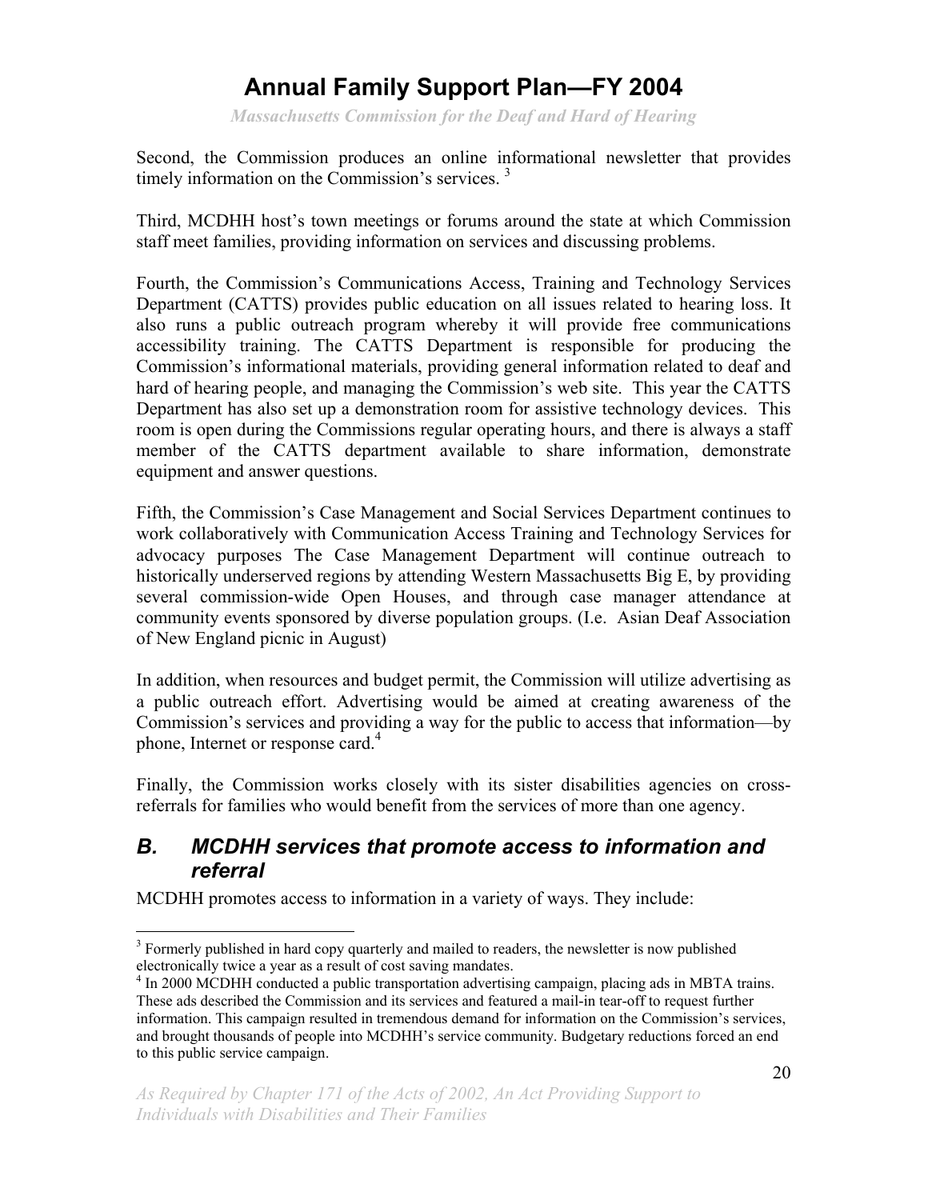Second, the Commission produces an online informational newsletter that provides timely information on the Commission's services. [3]

Third, MCDHH host's town meetings or forums around the state at which Commission staff meet families, providing information on services and discussing problems.

Fourth, the Commission's Communications Access, Training and Technology Services Department (CATTS) provides public education on all issues related to hearing loss. It also runs a public outreach program whereby it will provide free communications accessibility training. The CATTS Department is responsible for producing the Commission's informational materials, providing general information related to deaf and hard of hearing people, and managing the Commission's web site. This year the CATTS Department has also set up a demonstration room for assistive technology devices. This room is open during the Commissions regular operating hours, and there is always a staff member of the CATTS department available to share information, demonstrate equipment and answer questions.

Fifth, the Commission's Case Management and Social Services Department continues to work collaboratively with Communication Access Training and Technology Services for advocacy purposes The Case Management Department will continue outreach to historically underserved regions by attending Western Massachusetts Big E, by providing several commission-wide Open Houses, and through case manager attendance at community events sponsored by diverse population groups. (I.e. Asian Deaf Association of New England picnic in August)

In addition, when resources and budget permit, the Commission will utilize advertising as a public outreach effort. Advertising would be aimed at creating awareness of the Commission's services and providing a way for the public to access that information—by phone, Internet or response card.[4]

Finally, the Commission works closely with its sister disabilities agencies on cross-referrals for families who would benefit from the services of more than one agency.

## *B. MCDHH services that promote access to information and referral*

MCDHH promotes access to information in a variety of ways. They include:

---

[3] Formerly published in hard copy quarterly and mailed to readers, the newsletter is now published electronically twice a year as a result of cost saving mandates.

[4] In 2000 MCDHH conducted a public transportation advertising campaign, placing ads in MBTA trains. These ads described the Commission and its services and featured a mail-in tear-off to request further information. This campaign resulted in tremendous demand for information on the Commission's services, and brought thousands of people into MCDHH's service community. Budgetary reductions forced an end to this public service campaign.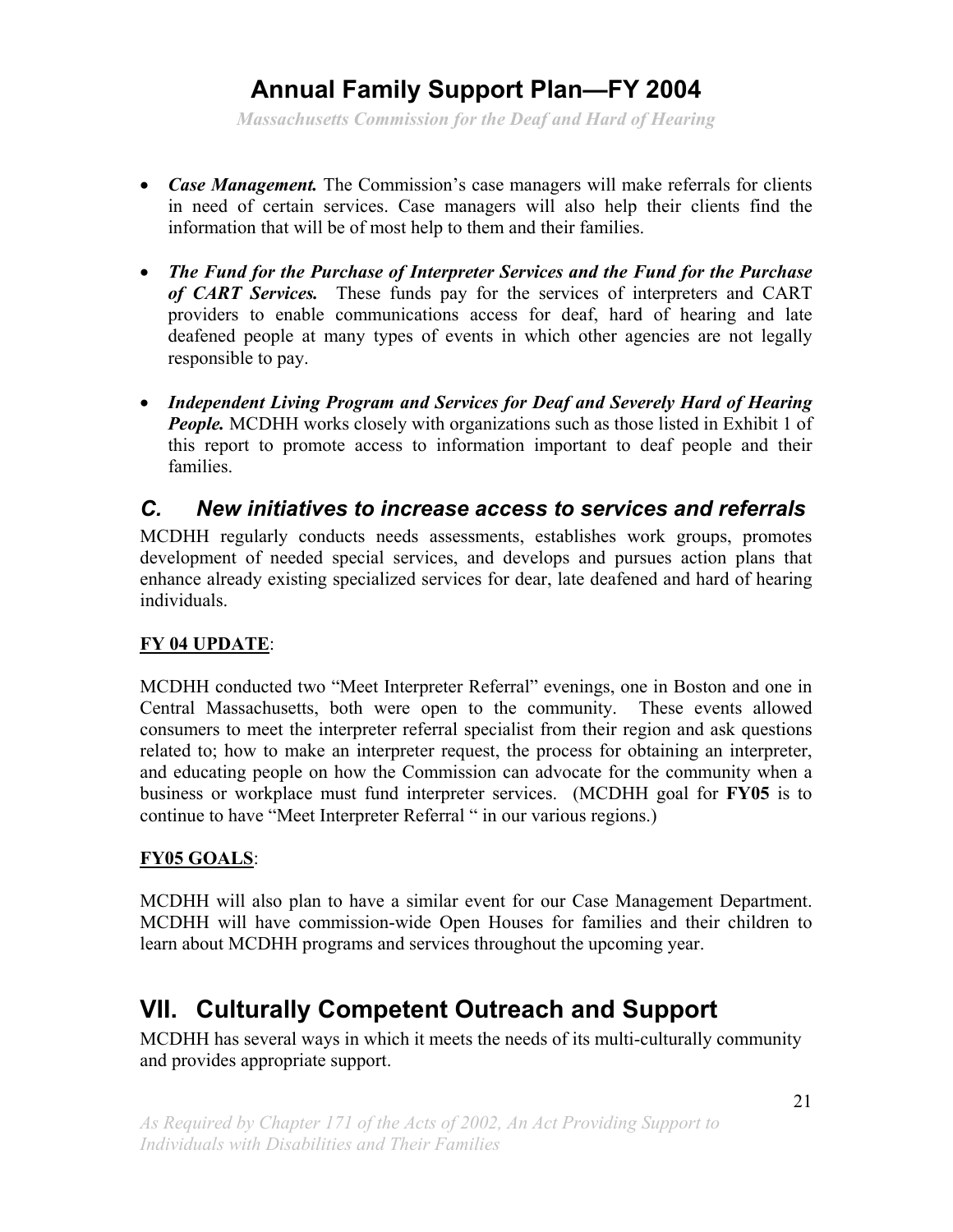- ***Case Management.*** The Commission's case managers will make referrals for clients in need of certain services. Case managers will also help their clients find the information that will be of most help to them and their families.

- ***The Fund for the Purchase of Interpreter Services and the Fund for the Purchase of CART Services.*** These funds pay for the services of interpreters and CART providers to enable communications access for deaf, hard of hearing and late deafened people at many types of events in which other agencies are not legally responsible to pay.

- ***Independent Living Program and Services for Deaf and Severely Hard of Hearing People.*** MCDHH works closely with organizations such as those listed in Exhibit 1 of this report to promote access to information important to deaf people and their families.

## *C. New initiatives to increase access to services and referrals*

MCDHH regularly conducts needs assessments, establishes work groups, promotes development of needed special services, and develops and pursues action plans that enhance already existing specialized services for dear, late deafened and hard of hearing individuals.

**FY 04 UPDATE**:

MCDHH conducted two "Meet Interpreter Referral" evenings, one in Boston and one in Central Massachusetts, both were open to the community. These events allowed consumers to meet the interpreter referral specialist from their region and ask questions related to; how to make an interpreter request, the process for obtaining an interpreter, and educating people on how the Commission can advocate for the community when a business or workplace must fund interpreter services. (MCDHH goal for **FY05** is to continue to have "Meet Interpreter Referral " in our various regions.)

**FY05 GOALS**:

MCDHH will also plan to have a similar event for our Case Management Department. MCDHH will have commission-wide Open Houses for families and their children to learn about MCDHH programs and services throughout the upcoming year.

# VII. Culturally Competent Outreach and Support

MCDHH has several ways in which it meets the needs of its multi-culturally community and provides appropriate support.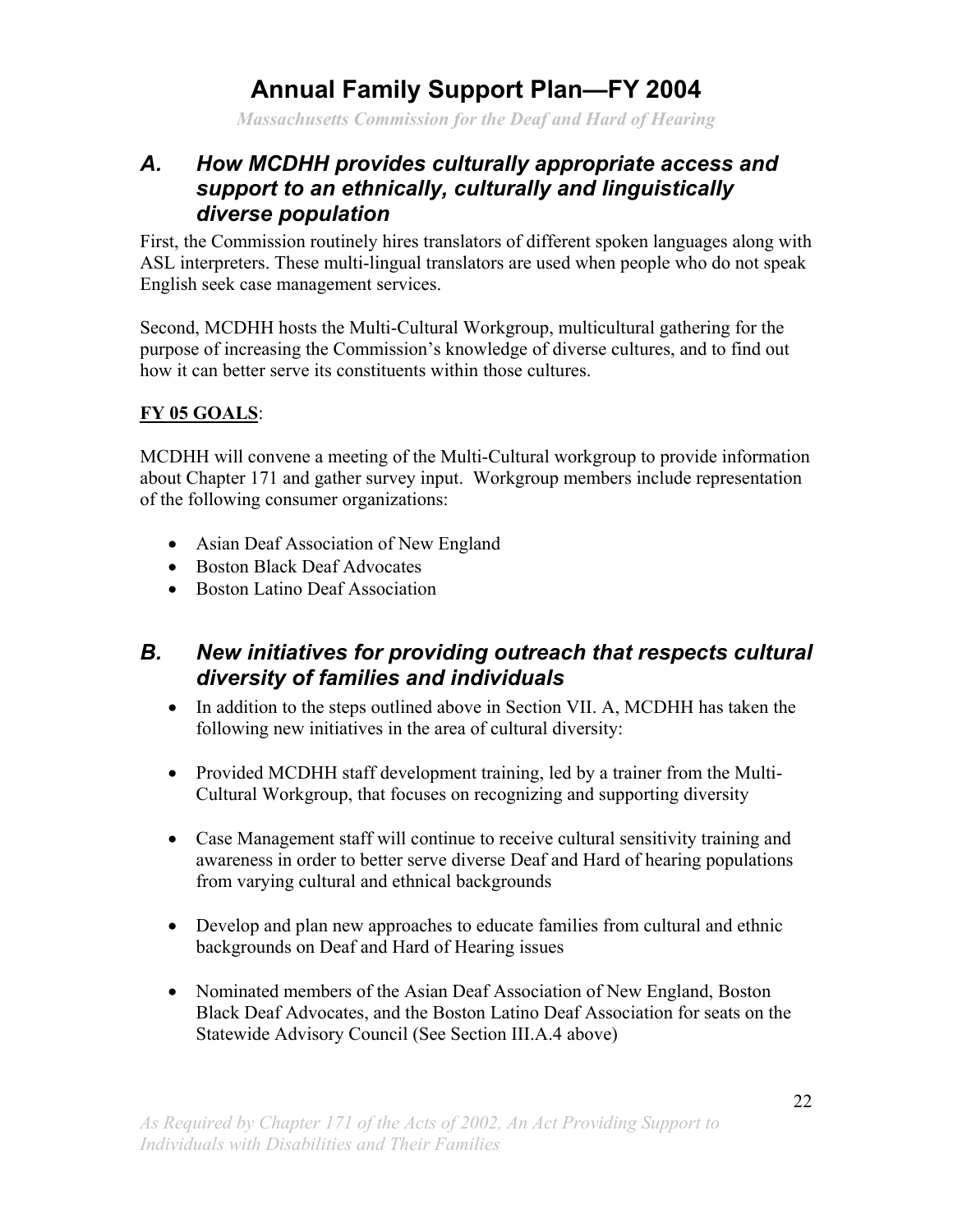## A. How MCDHH provides culturally appropriate access and support to an ethnically, culturally and linguistically diverse population

First, the Commission routinely hires translators of different spoken languages along with ASL interpreters. These multi-lingual translators are used when people who do not speak English seek case management services.

Second, MCDHH hosts the Multi-Cultural Workgroup, multicultural gathering for the purpose of increasing the Commission's knowledge of diverse cultures, and to find out how it can better serve its constituents within those cultures.

**FY 05 GOALS**:

MCDHH will convene a meeting of the Multi-Cultural workgroup to provide information about Chapter 171 and gather survey input. Workgroup members include representation of the following consumer organizations:

- Asian Deaf Association of New England
- Boston Black Deaf Advocates
- Boston Latino Deaf Association

## B. New initiatives for providing outreach that respects cultural diversity of families and individuals

- In addition to the steps outlined above in Section VII. A, MCDHH has taken the following new initiatives in the area of cultural diversity:
- Provided MCDHH staff development training, led by a trainer from the Multi-Cultural Workgroup, that focuses on recognizing and supporting diversity
- Case Management staff will continue to receive cultural sensitivity training and awareness in order to better serve diverse Deaf and Hard of hearing populations from varying cultural and ethnical backgrounds
- Develop and plan new approaches to educate families from cultural and ethnic backgrounds on Deaf and Hard of Hearing issues
- Nominated members of the Asian Deaf Association of New England, Boston Black Deaf Advocates, and the Boston Latino Deaf Association for seats on the Statewide Advisory Council (See Section III.A.4 above)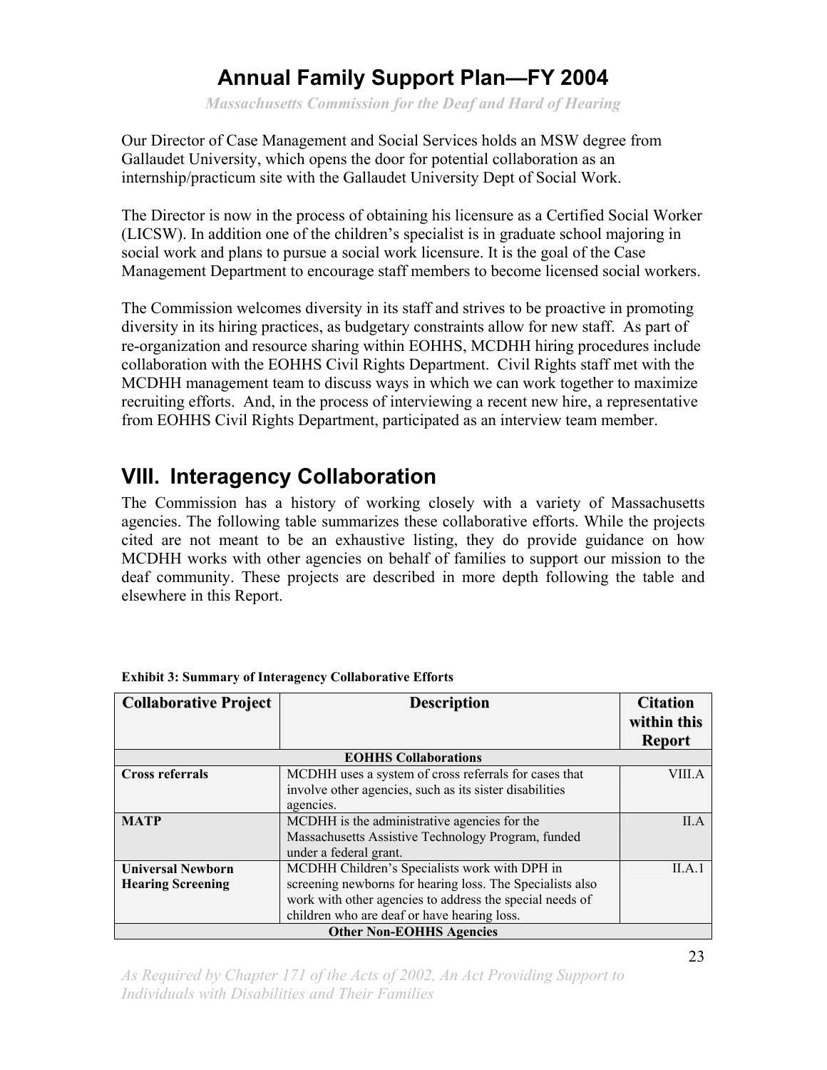Our Director of Case Management and Social Services holds an MSW degree from Gallaudet University, which opens the door for potential collaboration as an internship/practicum site with the Gallaudet University Dept of Social Work.

The Director is now in the process of obtaining his licensure as a Certified Social Worker (LICSW). In addition one of the children's specialist is in graduate school majoring in social work and plans to pursue a social work licensure. It is the goal of the Case Management Department to encourage staff members to become licensed social workers.

The Commission welcomes diversity in its staff and strives to be proactive in promoting diversity in its hiring practices, as budgetary constraints allow for new staff. As part of re-organization and resource sharing within EOHHS, MCDHH hiring procedures include collaboration with the EOHHS Civil Rights Department. Civil Rights staff met with the MCDHH management team to discuss ways in which we can work together to maximize recruiting efforts. And, in the process of interviewing a recent new hire, a representative from EOHHS Civil Rights Department, participated as an interview team member.

## VIII. Interagency Collaboration

The Commission has a history of working closely with a variety of Massachusetts agencies. The following table summarizes these collaborative efforts. While the projects cited are not meant to be an exhaustive listing, they do provide guidance on how MCDHH works with other agencies on behalf of families to support our mission to the deaf community. These projects are described in more depth following the table and elsewhere in this Report.

**Exhibit 3: Summary of Interagency Collaborative Efforts**

| Collaborative Project | Description | Citation within this Report |
|---|---|---|
| **EOHHS Collaborations** | | |
| **Cross referrals** | MCDHH uses a system of cross referrals for cases that involve other agencies, such as its sister disabilities agencies. | VIII.A |
| **MATP** | MCDHH is the administrative agencies for the Massachusetts Assistive Technology Program, funded under a federal grant. | II.A |
| **Universal Newborn Hearing Screening** | MCDHH Children's Specialists work with DPH in screening newborns for hearing loss. The Specialists also work with other agencies to address the special needs of children who are deaf or have hearing loss. | II.A.1 |
| **Other Non-EOHHS Agencies** | | |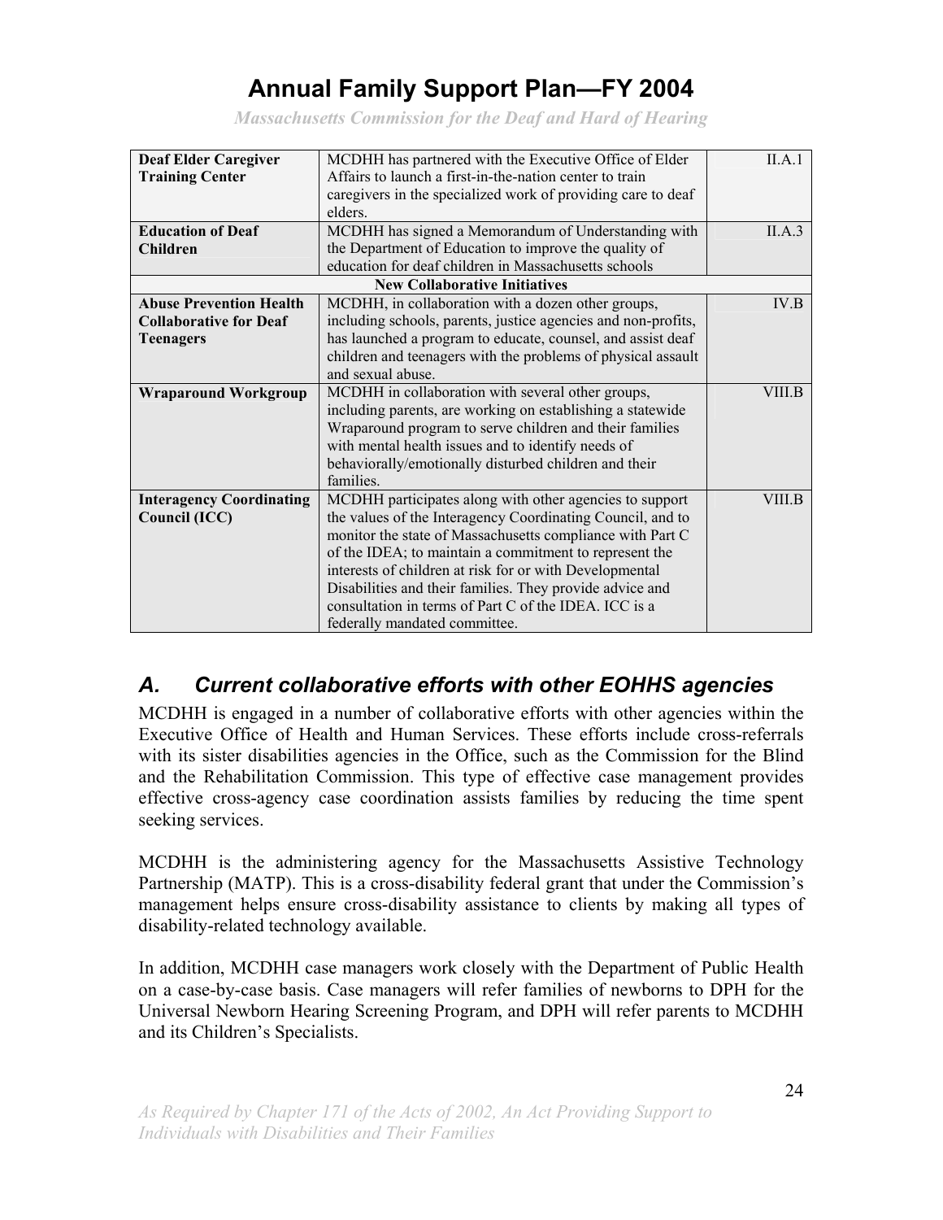| | | |
|---|---|---|
| **Deaf Elder Caregiver Training Center** | MCDHH has partnered with the Executive Office of Elder Affairs to launch a first-in-the-nation center to train caregivers in the specialized work of providing care to deaf elders. | II.A.1 |
| **Education of Deaf Children** | MCDHH has signed a Memorandum of Understanding with the Department of Education to improve the quality of education for deaf children in Massachusetts schools | II.A.3 |
| **New Collaborative Initiatives** | | |
| **Abuse Prevention Health Collaborative for Deaf Teenagers** | MCDHH, in collaboration with a dozen other groups, including schools, parents, justice agencies and non-profits, has launched a program to educate, counsel, and assist deaf children and teenagers with the problems of physical assault and sexual abuse. | IV.B |
| **Wraparound Workgroup** | MCDHH in collaboration with several other groups, including parents, are working on establishing a statewide Wraparound program to serve children and their families with mental health issues and to identify needs of behaviorally/emotionally disturbed children and their families. | VIII.B |
| **Interagency Coordinating Council (ICC)** | MCDHH participates along with other agencies to support the values of the Interagency Coordinating Council, and to monitor the state of Massachusetts compliance with Part C of the IDEA; to maintain a commitment to represent the interests of children at risk for or with Developmental Disabilities and their families. They provide advice and consultation in terms of Part C of the IDEA. ICC is a federally mandated committee. | VIII.B |

## *A. Current collaborative efforts with other EOHHS agencies*

MCDHH is engaged in a number of collaborative efforts with other agencies within the Executive Office of Health and Human Services. These efforts include cross-referrals with its sister disabilities agencies in the Office, such as the Commission for the Blind and the Rehabilitation Commission. This type of effective case management provides effective cross-agency case coordination assists families by reducing the time spent seeking services.

MCDHH is the administering agency for the Massachusetts Assistive Technology Partnership (MATP). This is a cross-disability federal grant that under the Commission's management helps ensure cross-disability assistance to clients by making all types of disability-related technology available.

In addition, MCDHH case managers work closely with the Department of Public Health on a case-by-case basis. Case managers will refer families of newborns to DPH for the Universal Newborn Hearing Screening Program, and DPH will refer parents to MCDHH and its Children's Specialists.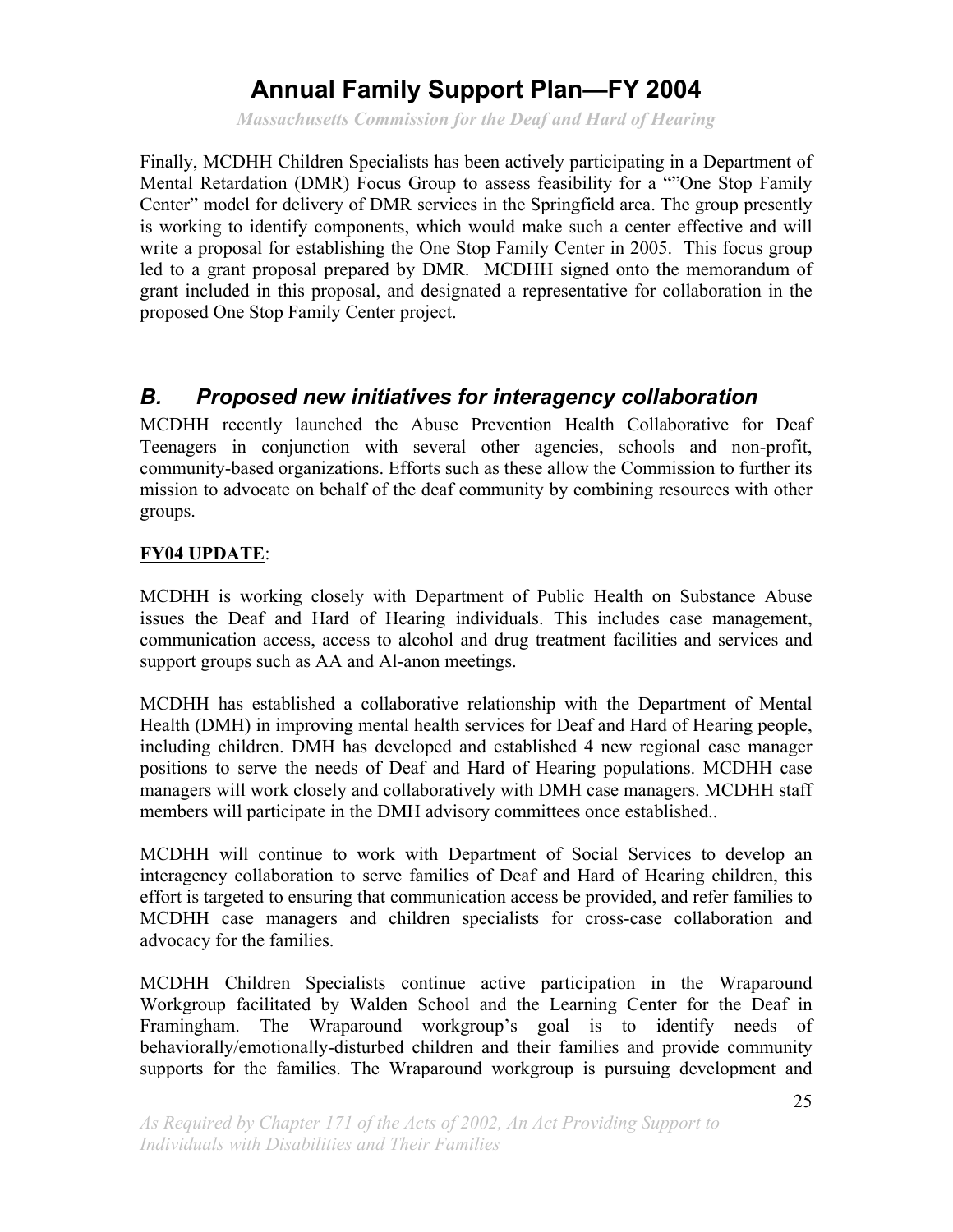Finally, MCDHH Children Specialists has been actively participating in a Department of Mental Retardation (DMR) Focus Group to assess feasibility for a ""One Stop Family Center" model for delivery of DMR services in the Springfield area. The group presently is working to identify components, which would make such a center effective and will write a proposal for establishing the One Stop Family Center in 2005. This focus group led to a grant proposal prepared by DMR. MCDHH signed onto the memorandum of grant included in this proposal, and designated a representative for collaboration in the proposed One Stop Family Center project.

## *B. Proposed new initiatives for interagency collaboration*

MCDHH recently launched the Abuse Prevention Health Collaborative for Deaf Teenagers in conjunction with several other agencies, schools and non-profit, community-based organizations. Efforts such as these allow the Commission to further its mission to advocate on behalf of the deaf community by combining resources with other groups.

**FY04 UPDATE**:

MCDHH is working closely with Department of Public Health on Substance Abuse issues the Deaf and Hard of Hearing individuals. This includes case management, communication access, access to alcohol and drug treatment facilities and services and support groups such as AA and Al-anon meetings.

MCDHH has established a collaborative relationship with the Department of Mental Health (DMH) in improving mental health services for Deaf and Hard of Hearing people, including children. DMH has developed and established 4 new regional case manager positions to serve the needs of Deaf and Hard of Hearing populations. MCDHH case managers will work closely and collaboratively with DMH case managers. MCDHH staff members will participate in the DMH advisory committees once established..

MCDHH will continue to work with Department of Social Services to develop an interagency collaboration to serve families of Deaf and Hard of Hearing children, this effort is targeted to ensuring that communication access be provided, and refer families to MCDHH case managers and children specialists for cross-case collaboration and advocacy for the families.

MCDHH Children Specialists continue active participation in the Wraparound Workgroup facilitated by Walden School and the Learning Center for the Deaf in Framingham. The Wraparound workgroup's goal is to identify needs of behaviorally/emotionally-disturbed children and their families and provide community supports for the families. The Wraparound workgroup is pursuing development and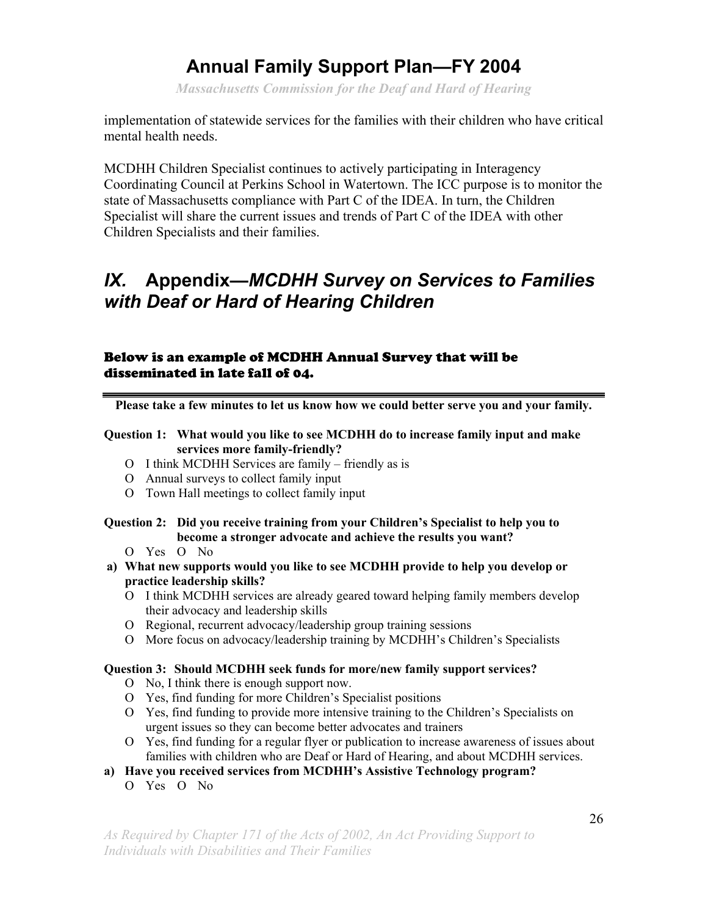implementation of statewide services for the families with their children who have critical mental health needs.

MCDHH Children Specialist continues to actively participating in Interagency Coordinating Council at Perkins School in Watertown. The ICC purpose is to monitor the state of Massachusetts compliance with Part C of the IDEA. In turn, the Children Specialist will share the current issues and trends of Part C of the IDEA with other Children Specialists and their families.

## *IX.* Appendix—*MCDHH Survey on Services to Families with Deaf or Hard of Hearing Children*

**Below is an example of MCDHH Annual Survey that will be disseminated in late fall of 04.**

---

**Please take a few minutes to let us know how we could better serve you and your family.**

**Question 1: What would you like to see MCDHH do to increase family input and make services more family-friendly?**

- O I think MCDHH Services are family – friendly as is
- O Annual surveys to collect family input
- O Town Hall meetings to collect family input

**Question 2: Did you receive training from your Children's Specialist to help you to become a stronger advocate and achieve the results you want?**

O Yes O No

**a) What new supports would you like to see MCDHH provide to help you develop or practice leadership skills?**

- O I think MCDHH services are already geared toward helping family members develop their advocacy and leadership skills
- O Regional, recurrent advocacy/leadership group training sessions
- O More focus on advocacy/leadership training by MCDHH's Children's Specialists

**Question 3: Should MCDHH seek funds for more/new family support services?**

- O No, I think there is enough support now.
- O Yes, find funding for more Children's Specialist positions
- O Yes, find funding to provide more intensive training to the Children's Specialists on urgent issues so they can become better advocates and trainers
- O Yes, find funding for a regular flyer or publication to increase awareness of issues about families with children who are Deaf or Hard of Hearing, and about MCDHH services.

**a) Have you received services from MCDHH's Assistive Technology program?**

O Yes O No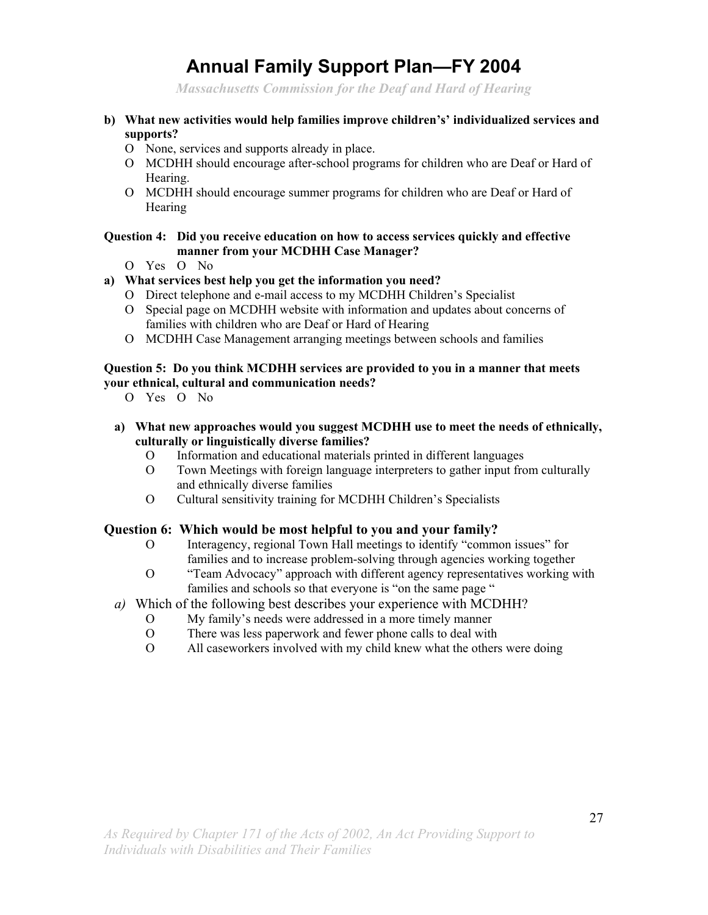**b) What new activities would help families improve children's' individualized services and supports?**

- O None, services and supports already in place.
- O MCDHH should encourage after-school programs for children who are Deaf or Hard of Hearing.
- O MCDHH should encourage summer programs for children who are Deaf or Hard of Hearing

**Question 4: Did you receive education on how to access services quickly and effective manner from your MCDHH Case Manager?**

O Yes O No

**a) What services best help you get the information you need?**

- O Direct telephone and e-mail access to my MCDHH Children's Specialist
- O Special page on MCDHH website with information and updates about concerns of families with children who are Deaf or Hard of Hearing
- O MCDHH Case Management arranging meetings between schools and families

**Question 5: Do you think MCDHH services are provided to you in a manner that meets your ethnical, cultural and communication needs?**

O Yes O No

**a) What new approaches would you suggest MCDHH use to meet the needs of ethnically, culturally or linguistically diverse families?**

- O Information and educational materials printed in different languages
- O Town Meetings with foreign language interpreters to gather input from culturally and ethnically diverse families
- O Cultural sensitivity training for MCDHH Children's Specialists

**Question 6: Which would be most helpful to you and your family?**

- O Interagency, regional Town Hall meetings to identify "common issues" for families and to increase problem-solving through agencies working together
- O "Team Advocacy" approach with different agency representatives working with families and schools so that everyone is "on the same page "

*a)* Which of the following best describes your experience with MCDHH?

- O My family's needs were addressed in a more timely manner
- O There was less paperwork and fewer phone calls to deal with
- O All caseworkers involved with my child knew what the others were doing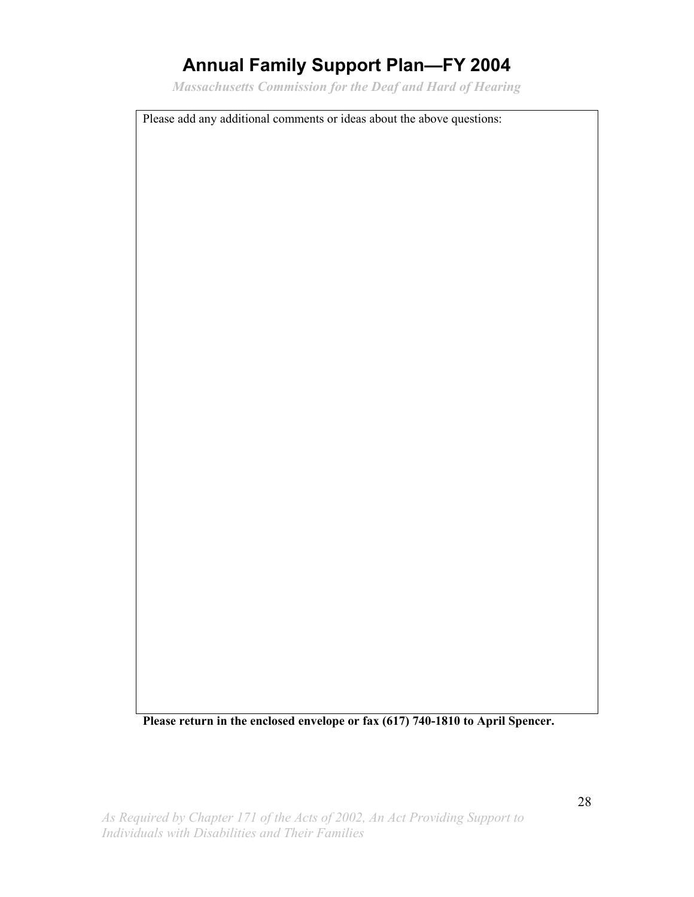Please add any additional comments or ideas about the above questions:

**Please return in the enclosed envelope or fax (617) 740-1810 to April Spencer.**